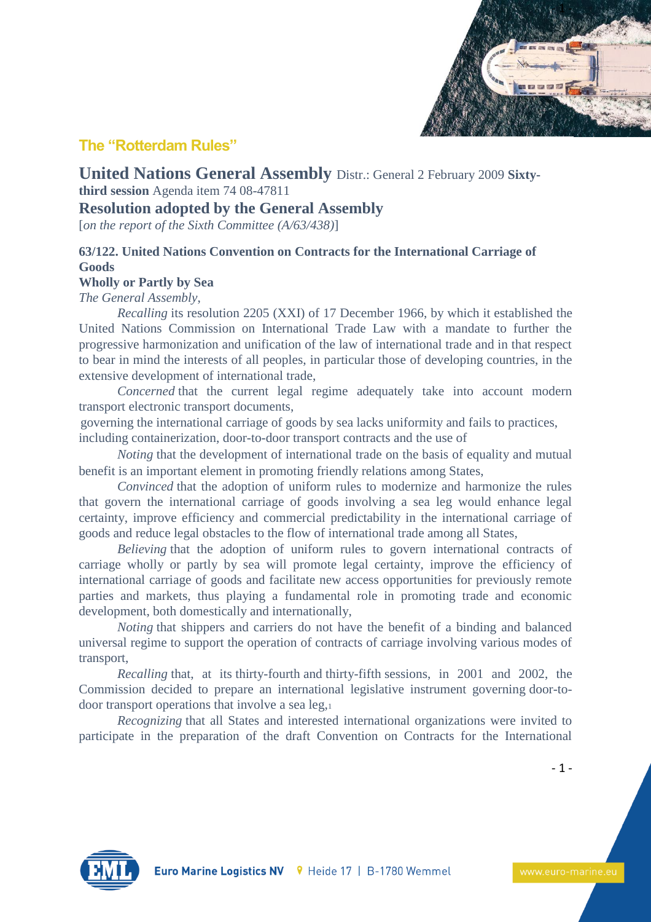## The "Rotterdam Rules"

**United Nations General Assembly** Distr.: General 2 February 2009 **Sixty-third session** Agenda item 74 08-47811

# Resolution adopted by the General Assembly

[*on the report of the Sixth Committee (A/63/438)*]

### 63/122. United Nations Convention on Contracts for the International Carriage of Goods Wholly or Partly by Sea

*The General Assembly,*

*Recalling* its resolution 2205 (XXI) of 17 December 1966, by which it established the United Nations Commission on International Trade Law with a mandate to further the progressive harmonization and unification of the law of international trade and in that respect to bear in mind the interests of all peoples, in particular those of developing countries, in the extensive development of international trade,

*Concerned* that the current legal regime adequately take into account modern transport electronic transport documents,
governing the international carriage of goods by sea lacks uniformity and fails to practices, including containerization, door-to-door transport contracts and the use of

*Noting* that the development of international trade on the basis of equality and mutual benefit is an important element in promoting friendly relations among States,

*Convinced* that the adoption of uniform rules to modernize and harmonize the rules that govern the international carriage of goods involving a sea leg would enhance legal certainty, improve efficiency and commercial predictability in the international carriage of goods and reduce legal obstacles to the flow of international trade among all States,

*Believing* that the adoption of uniform rules to govern international contracts of carriage wholly or partly by sea will promote legal certainty, improve the efficiency of international carriage of goods and facilitate new access opportunities for previously remote parties and markets, thus playing a fundamental role in promoting trade and economic development, both domestically and internationally,

*Noting* that shippers and carriers do not have the benefit of a binding and balanced universal regime to support the operation of contracts of carriage involving various modes of transport,

*Recalling* that, at its thirty-fourth and thirty-fifth sessions, in 2001 and 2002, the Commission decided to prepare an international legislative instrument governing door-to-door transport operations that involve a sea leg,[1]

*Recognizing* that all States and interested international organizations were invited to participate in the preparation of the draft Convention on Contracts for the International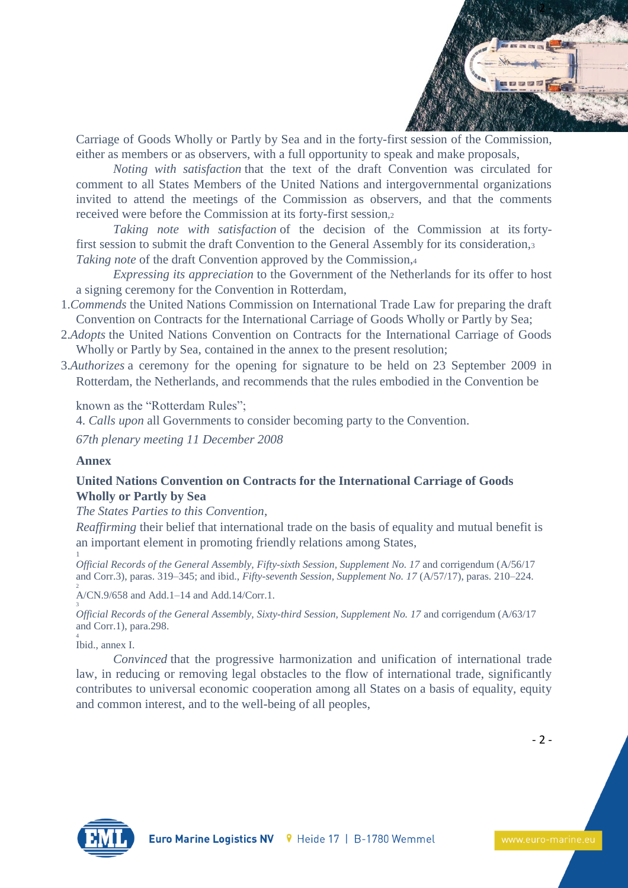Carriage of Goods Wholly or Partly by Sea and in the forty-first session of the Commission, either as members or as observers, with a full opportunity to speak and make proposals,

*Noting with satisfaction* that the text of the draft Convention was circulated for comment to all States Members of the United Nations and intergovernmental organizations invited to attend the meetings of the Commission as observers, and that the comments received were before the Commission at its forty-first session,[2]

*Taking note with satisfaction* of the decision of the Commission at its forty-first session to submit the draft Convention to the General Assembly for its consideration,[3]

*Taking note* of the draft Convention approved by the Commission,[4]

*Expressing its appreciation* to the Government of the Netherlands for its offer to host a signing ceremony for the Convention in Rotterdam,

1. *Commends* the United Nations Commission on International Trade Law for preparing the draft Convention on Contracts for the International Carriage of Goods Wholly or Partly by Sea;
2. *Adopts* the United Nations Convention on Contracts for the International Carriage of Goods Wholly or Partly by Sea, contained in the annex to the present resolution;
3. *Authorizes* a ceremony for the opening for signature to be held on 23 September 2009 in Rotterdam, the Netherlands, and recommends that the rules embodied in the Convention be known as the "Rotterdam Rules";
4. *Calls upon* all Governments to consider becoming party to the Convention.

*67th plenary meeting 11 December 2008*

**Annex**

**United Nations Convention on Contracts for the International Carriage of Goods Wholly or Partly by Sea**

*The States Parties to this Convention,*

*Reaffirming* their belief that international trade on the basis of equality and mutual benefit is an important element in promoting friendly relations among States,

[1] *Official Records of the General Assembly, Fifty-sixth Session, Supplement No. 17* and corrigendum (A/56/17 and Corr.3), paras. 319–345; and ibid., *Fifty-seventh Session, Supplement No. 17* (A/57/17), paras. 210–224.

[2] A/CN.9/658 and Add.1–14 and Add.14/Corr.1.

[3] *Official Records of the General Assembly, Sixty-third Session, Supplement No. 17* and corrigendum (A/63/17 and Corr.1), para.298.

[4] Ibid., annex I.

*Convinced* that the progressive harmonization and unification of international trade law, in reducing or removing legal obstacles to the flow of international trade, significantly contributes to universal economic cooperation among all States on a basis of equality, equity and common interest, and to the well-being of all peoples,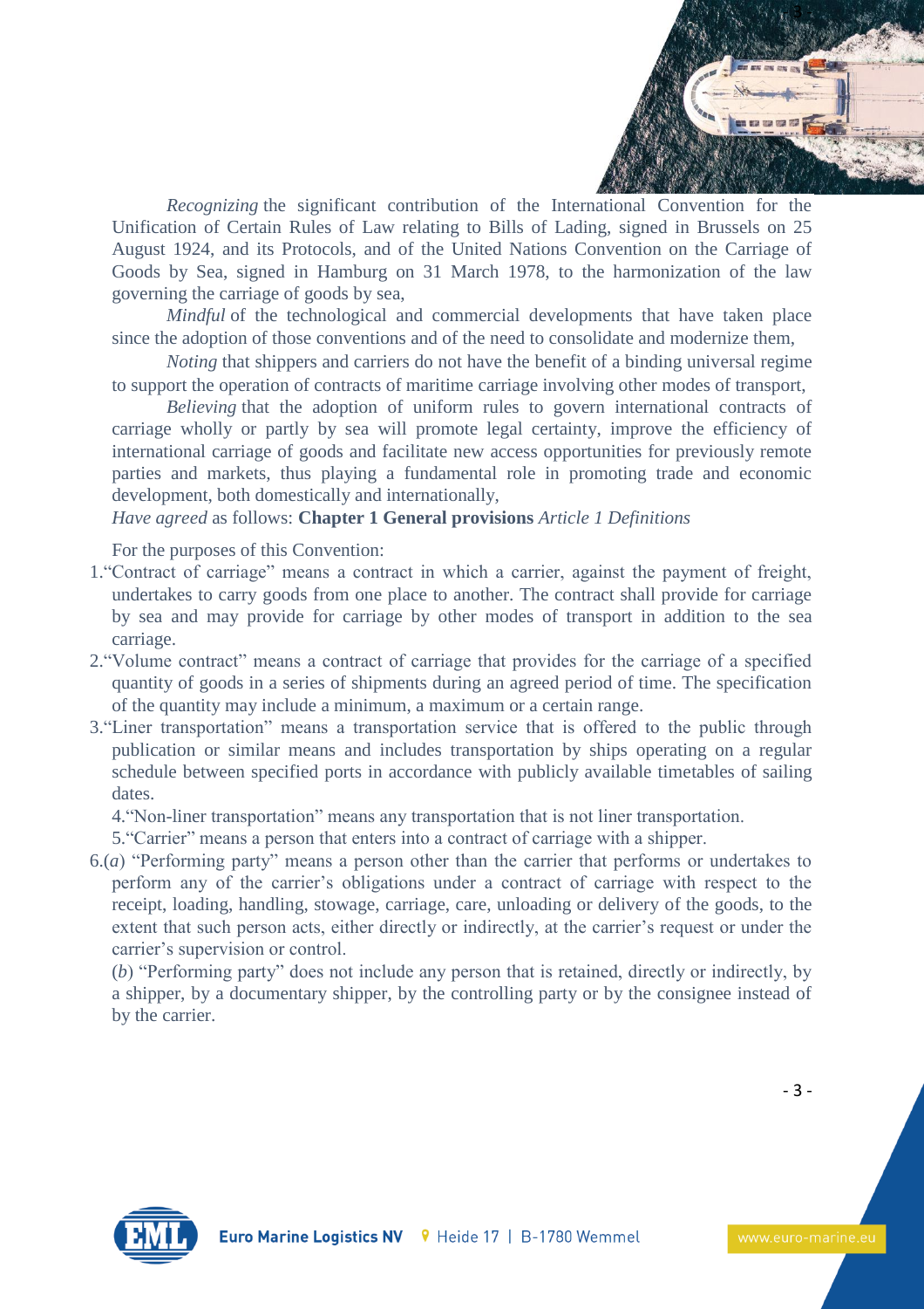*Recognizing* the significant contribution of the International Convention for the Unification of Certain Rules of Law relating to Bills of Lading, signed in Brussels on 25 August 1924, and its Protocols, and of the United Nations Convention on the Carriage of Goods by Sea, signed in Hamburg on 31 March 1978, to the harmonization of the law governing the carriage of goods by sea,

*Mindful* of the technological and commercial developments that have taken place since the adoption of those conventions and of the need to consolidate and modernize them,

*Noting* that shippers and carriers do not have the benefit of a binding universal regime to support the operation of contracts of maritime carriage involving other modes of transport,

*Believing* that the adoption of uniform rules to govern international contracts of carriage wholly or partly by sea will promote legal certainty, improve the efficiency of international carriage of goods and facilitate new access opportunities for previously remote parties and markets, thus playing a fundamental role in promoting trade and economic development, both domestically and internationally,

*Have agreed* as follows: **Chapter 1 General provisions** *Article 1 Definitions*

For the purposes of this Convention:

1. "Contract of carriage" means a contract in which a carrier, against the payment of freight, undertakes to carry goods from one place to another. The contract shall provide for carriage by sea and may provide for carriage by other modes of transport in addition to the sea carriage.
2. "Volume contract" means a contract of carriage that provides for the carriage of a specified quantity of goods in a series of shipments during an agreed period of time. The specification of the quantity may include a minimum, a maximum or a certain range.
3. "Liner transportation" means a transportation service that is offered to the public through publication or similar means and includes transportation by ships operating on a regular schedule between specified ports in accordance with publicly available timetables of sailing dates.
4. "Non-liner transportation" means any transportation that is not liner transportation.
5. "Carrier" means a person that enters into a contract of carriage with a shipper.
6. (*a*) "Performing party" means a person other than the carrier that performs or undertakes to perform any of the carrier's obligations under a contract of carriage with respect to the receipt, loading, handling, stowage, carriage, care, unloading or delivery of the goods, to the extent that such person acts, either directly or indirectly, at the carrier's request or under the carrier's supervision or control.

   (*b*) "Performing party" does not include any person that is retained, directly or indirectly, by a shipper, by a documentary shipper, by the controlling party or by the consignee instead of by the carrier.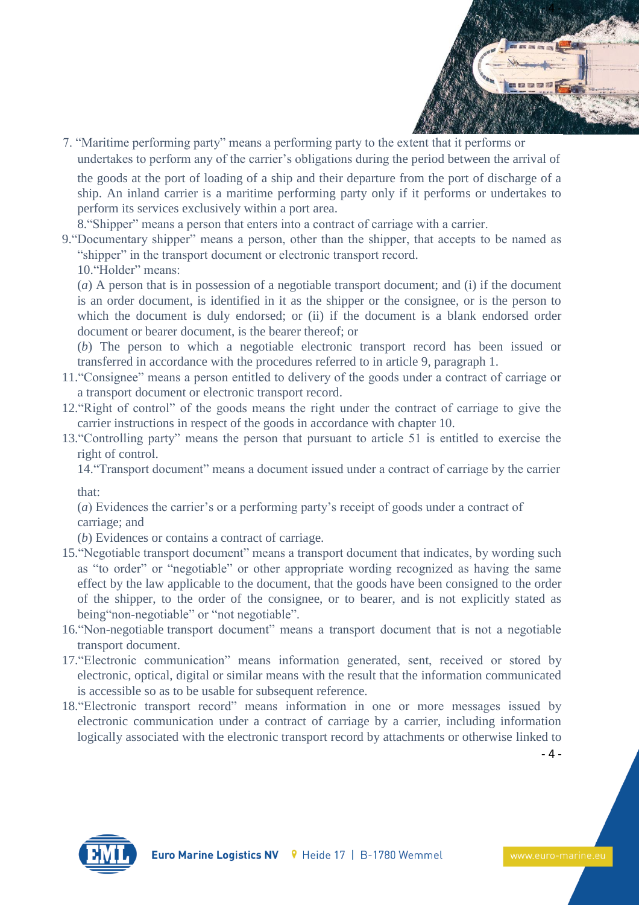7. "Maritime performing party" means a performing party to the extent that it performs or undertakes to perform any of the carrier's obligations during the period between the arrival of the goods at the port of loading of a ship and their departure from the port of discharge of a ship. An inland carrier is a maritime performing party only if it performs or undertakes to perform its services exclusively within a port area.

8. "Shipper" means a person that enters into a contract of carriage with a carrier.

9. "Documentary shipper" means a person, other than the shipper, that accepts to be named as "shipper" in the transport document or electronic transport record.

10. "Holder" means:

(*a*) A person that is in possession of a negotiable transport document; and (i) if the document is an order document, is identified in it as the shipper or the consignee, or is the person to which the document is duly endorsed; or (ii) if the document is a blank endorsed order document or bearer document, is the bearer thereof; or

(*b*) The person to which a negotiable electronic transport record has been issued or transferred in accordance with the procedures referred to in article 9, paragraph 1.

11. "Consignee" means a person entitled to delivery of the goods under a contract of carriage or a transport document or electronic transport record.

12. "Right of control" of the goods means the right under the contract of carriage to give the carrier instructions in respect of the goods in accordance with chapter 10.

13. "Controlling party" means the person that pursuant to article 51 is entitled to exercise the right of control.

14. "Transport document" means a document issued under a contract of carriage by the carrier that:

(*a*) Evidences the carrier's or a performing party's receipt of goods under a contract of carriage; and

(*b*) Evidences or contains a contract of carriage.

15. "Negotiable transport document" means a transport document that indicates, by wording such as "to order" or "negotiable" or other appropriate wording recognized as having the same effect by the law applicable to the document, that the goods have been consigned to the order of the shipper, to the order of the consignee, or to bearer, and is not explicitly stated as being "non-negotiable" or "not negotiable".

16. "Non-negotiable transport document" means a transport document that is not a negotiable transport document.

17. "Electronic communication" means information generated, sent, received or stored by electronic, optical, digital or similar means with the result that the information communicated is accessible so as to be usable for subsequent reference.

18. "Electronic transport record" means information in one or more messages issued by electronic communication under a contract of carriage by a carrier, including information logically associated with the electronic transport record by attachments or otherwise linked to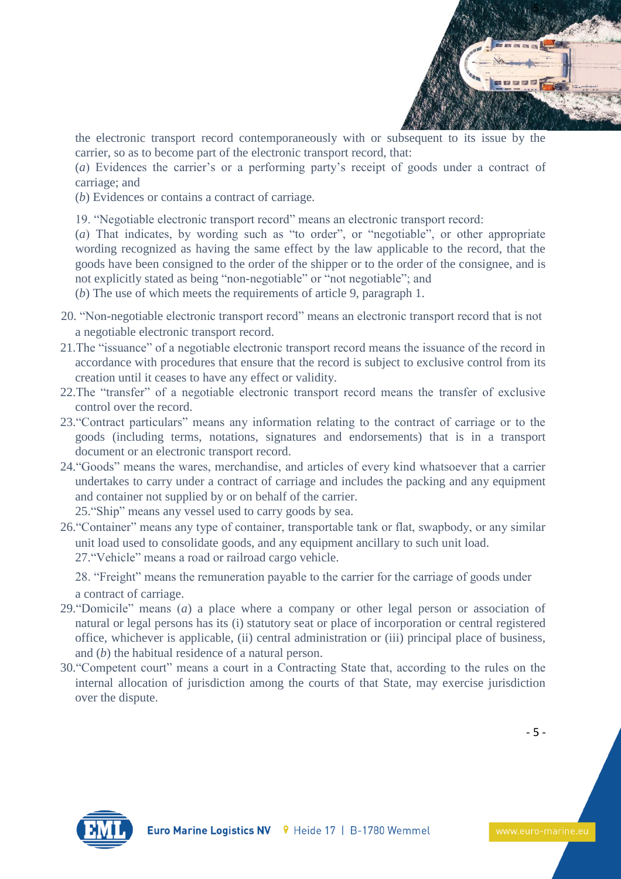the electronic transport record contemporaneously with or subsequent to its issue by the carrier, so as to become part of the electronic transport record, that:

(*a*) Evidences the carrier's or a performing party's receipt of goods under a contract of carriage; and

(*b*) Evidences or contains a contract of carriage.

19. "Negotiable electronic transport record" means an electronic transport record:

(*a*) That indicates, by wording such as "to order", or "negotiable", or other appropriate wording recognized as having the same effect by the law applicable to the record, that the goods have been consigned to the order of the shipper or to the order of the consignee, and is not explicitly stated as being "non-negotiable" or "not negotiable"; and

(*b*) The use of which meets the requirements of article 9, paragraph 1.

20. "Non-negotiable electronic transport record" means an electronic transport record that is not a negotiable electronic transport record.

21. The "issuance" of a negotiable electronic transport record means the issuance of the record in accordance with procedures that ensure that the record is subject to exclusive control from its creation until it ceases to have any effect or validity.

22. The "transfer" of a negotiable electronic transport record means the transfer of exclusive control over the record.

23. "Contract particulars" means any information relating to the contract of carriage or to the goods (including terms, notations, signatures and endorsements) that is in a transport document or an electronic transport record.

24. "Goods" means the wares, merchandise, and articles of every kind whatsoever that a carrier undertakes to carry under a contract of carriage and includes the packing and any equipment and container not supplied by or on behalf of the carrier.

25. "Ship" means any vessel used to carry goods by sea.

26. "Container" means any type of container, transportable tank or flat, swapbody, or any similar unit load used to consolidate goods, and any equipment ancillary to such unit load.

27. "Vehicle" means a road or railroad cargo vehicle.

28. "Freight" means the remuneration payable to the carrier for the carriage of goods under a contract of carriage.

29. "Domicile" means (*a*) a place where a company or other legal person or association of natural or legal persons has its (i) statutory seat or place of incorporation or central registered office, whichever is applicable, (ii) central administration or (iii) principal place of business, and (*b*) the habitual residence of a natural person.

30. "Competent court" means a court in a Contracting State that, according to the rules on the internal allocation of jurisdiction among the courts of that State, may exercise jurisdiction over the dispute.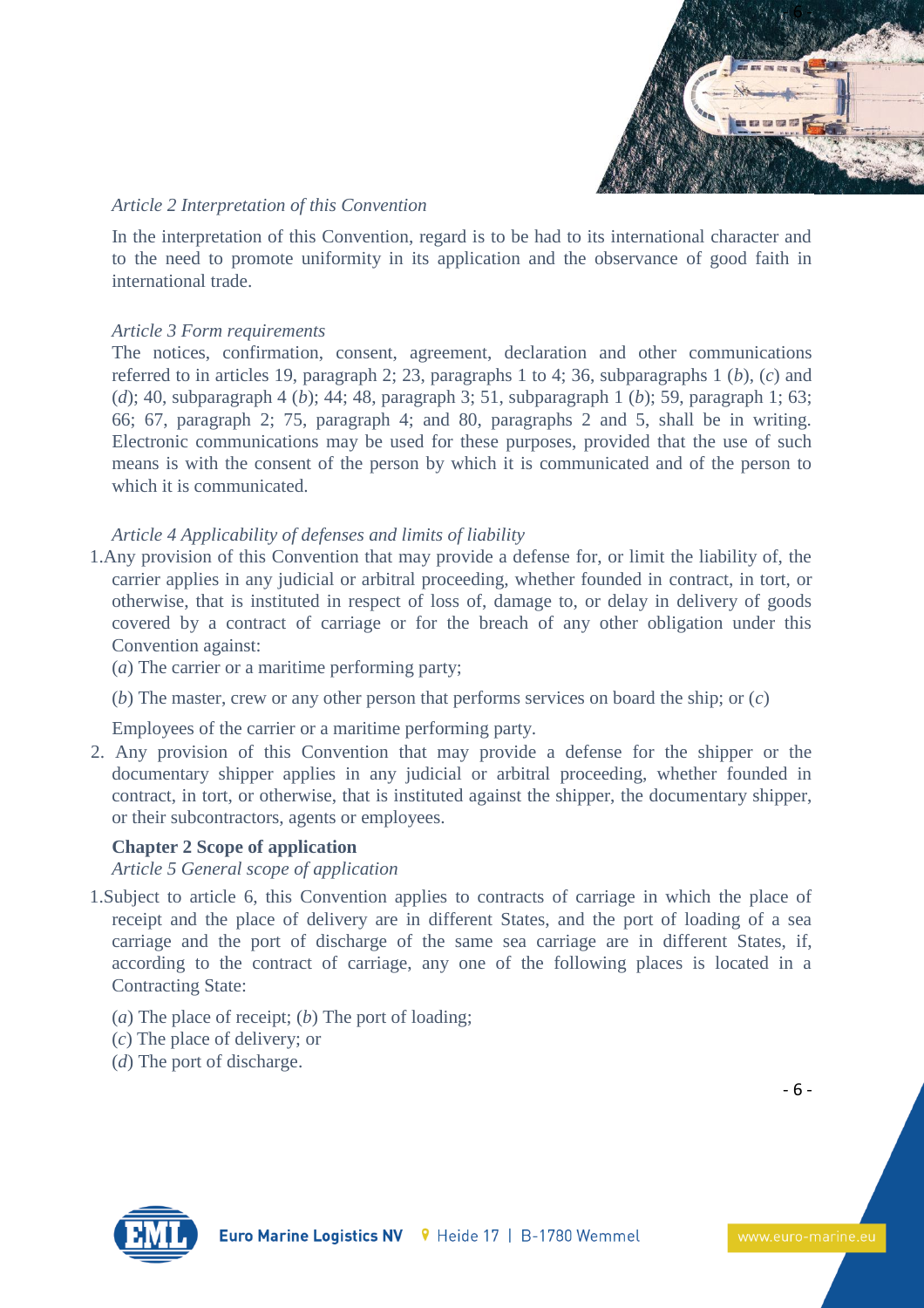*Article 2 Interpretation of this Convention*

In the interpretation of this Convention, regard is to be had to its international character and to the need to promote uniformity in its application and the observance of good faith in international trade.

*Article 3 Form requirements*

The notices, confirmation, consent, agreement, declaration and other communications referred to in articles 19, paragraph 2; 23, paragraphs 1 to 4; 36, subparagraphs 1 (*b*), (*c*) and (*d*); 40, subparagraph 4 (*b*); 44; 48, paragraph 3; 51, subparagraph 1 (*b*); 59, paragraph 1; 63; 66; 67, paragraph 2; 75, paragraph 4; and 80, paragraphs 2 and 5, shall be in writing. Electronic communications may be used for these purposes, provided that the use of such means is with the consent of the person by which it is communicated and of the person to which it is communicated.

*Article 4 Applicability of defenses and limits of liability*

1. Any provision of this Convention that may provide a defense for, or limit the liability of, the carrier applies in any judicial or arbitral proceeding, whether founded in contract, in tort, or otherwise, that is instituted in respect of loss of, damage to, or delay in delivery of goods covered by a contract of carriage or for the breach of any other obligation under this Convention against:

   (*a*) The carrier or a maritime performing party;

   (*b*) The master, crew or any other person that performs services on board the ship; or (*c*)

   Employees of the carrier or a maritime performing party.

2. Any provision of this Convention that may provide a defense for the shipper or the documentary shipper applies in any judicial or arbitral proceeding, whether founded in contract, in tort, or otherwise, that is instituted against the shipper, the documentary shipper, or their subcontractors, agents or employees.

## Chapter 2 Scope of application

*Article 5 General scope of application*

1. Subject to article 6, this Convention applies to contracts of carriage in which the place of receipt and the place of delivery are in different States, and the port of loading of a sea carriage and the port of discharge of the same sea carriage are in different States, if, according to the contract of carriage, any one of the following places is located in a Contracting State:

   (*a*) The place of receipt; (*b*) The port of loading;
   (*c*) The place of delivery; or
   (*d*) The port of discharge.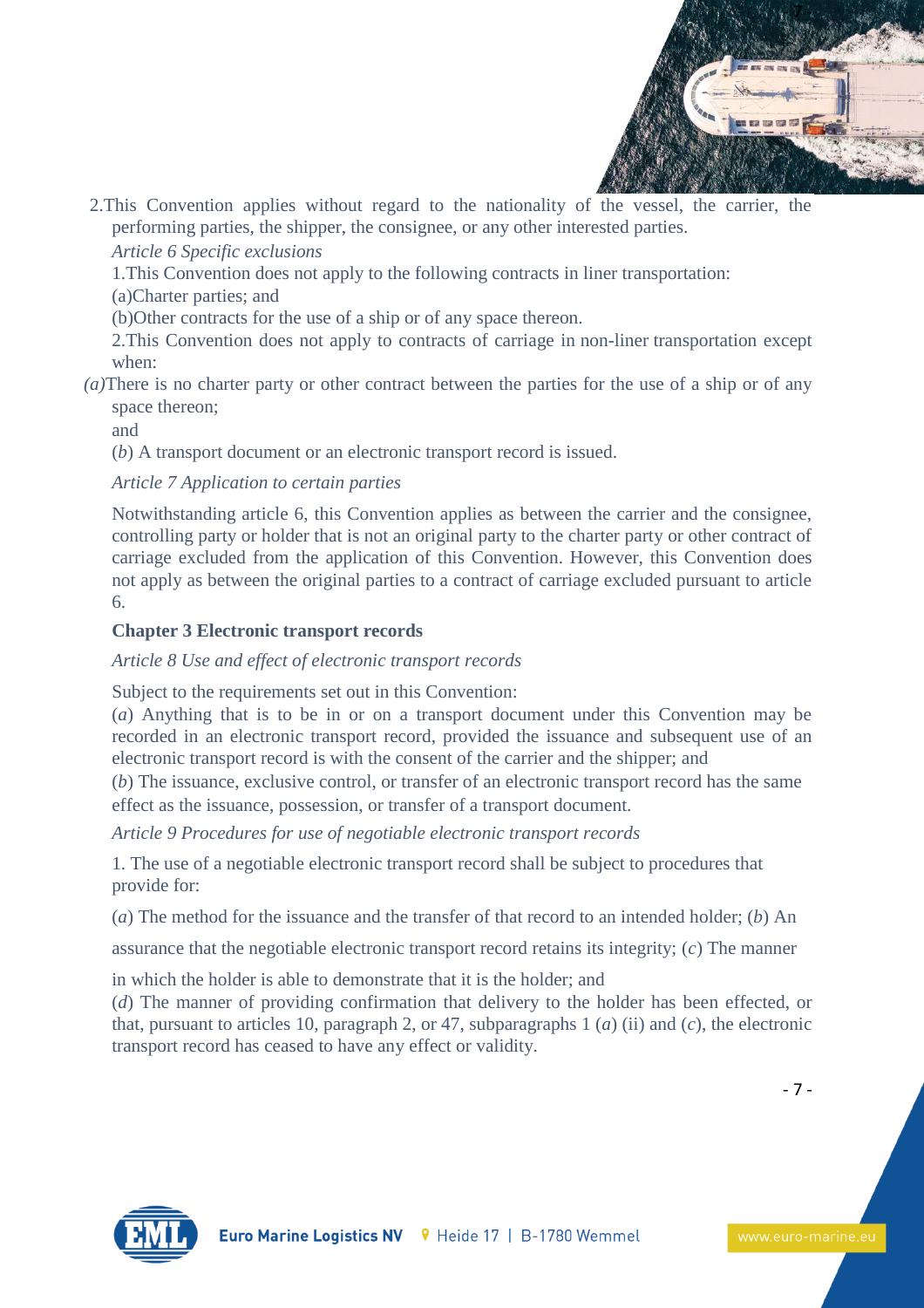2.This Convention applies without regard to the nationality of the vessel, the carrier, the performing parties, the shipper, the consignee, or any other interested parties.

*Article 6 Specific exclusions*

1.This Convention does not apply to the following contracts in liner transportation:

(a)Charter parties; and

(b)Other contracts for the use of a ship or of any space thereon.

2.This Convention does not apply to contracts of carriage in non-liner transportation except when:

*(a)*There is no charter party or other contract between the parties for the use of a ship or of any space thereon;

and

(*b*) A transport document or an electronic transport record is issued.

*Article 7 Application to certain parties*

Notwithstanding article 6, this Convention applies as between the carrier and the consignee, controlling party or holder that is not an original party to the charter party or other contract of carriage excluded from the application of this Convention. However, this Convention does not apply as between the original parties to a contract of carriage excluded pursuant to article 6.

## Chapter 3 Electronic transport records

*Article 8 Use and effect of electronic transport records*

Subject to the requirements set out in this Convention:

(*a*) Anything that is to be in or on a transport document under this Convention may be recorded in an electronic transport record, provided the issuance and subsequent use of an electronic transport record is with the consent of the carrier and the shipper; and

(*b*) The issuance, exclusive control, or transfer of an electronic transport record has the same effect as the issuance, possession, or transfer of a transport document.

*Article 9 Procedures for use of negotiable electronic transport records*

1. The use of a negotiable electronic transport record shall be subject to procedures that provide for:

(*a*) The method for the issuance and the transfer of that record to an intended holder; (*b*) An assurance that the negotiable electronic transport record retains its integrity; (*c*) The manner in which the holder is able to demonstrate that it is the holder; and

(*d*) The manner of providing confirmation that delivery to the holder has been effected, or that, pursuant to articles 10, paragraph 2, or 47, subparagraphs 1 (*a*) (ii) and (*c*), the electronic transport record has ceased to have any effect or validity.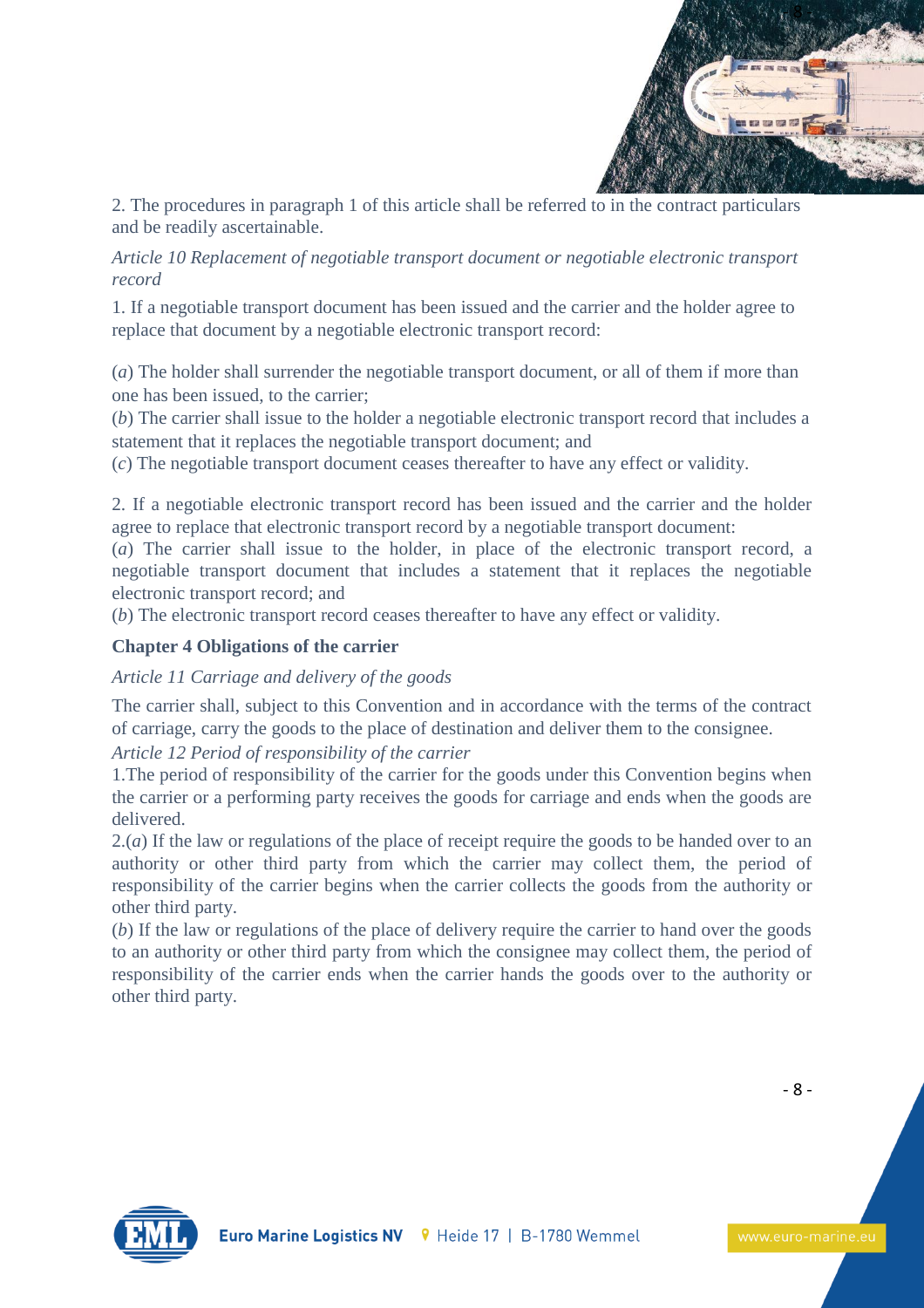2. The procedures in paragraph 1 of this article shall be referred to in the contract particulars and be readily ascertainable.

*Article 10 Replacement of negotiable transport document or negotiable electronic transport record*

1. If a negotiable transport document has been issued and the carrier and the holder agree to replace that document by a negotiable electronic transport record:

(*a*) The holder shall surrender the negotiable transport document, or all of them if more than one has been issued, to the carrier;
(*b*) The carrier shall issue to the holder a negotiable electronic transport record that includes a statement that it replaces the negotiable transport document; and
(*c*) The negotiable transport document ceases thereafter to have any effect or validity.

2. If a negotiable electronic transport record has been issued and the carrier and the holder agree to replace that electronic transport record by a negotiable transport document:
(*a*) The carrier shall issue to the holder, in place of the electronic transport record, a negotiable transport document that includes a statement that it replaces the negotiable electronic transport record; and
(*b*) The electronic transport record ceases thereafter to have any effect or validity.

## Chapter 4 Obligations of the carrier

*Article 11 Carriage and delivery of the goods*

The carrier shall, subject to this Convention and in accordance with the terms of the contract of carriage, carry the goods to the place of destination and deliver them to the consignee.

*Article 12 Period of responsibility of the carrier*

1.The period of responsibility of the carrier for the goods under this Convention begins when the carrier or a performing party receives the goods for carriage and ends when the goods are delivered.

2.(*a*) If the law or regulations of the place of receipt require the goods to be handed over to an authority or other third party from which the carrier may collect them, the period of responsibility of the carrier begins when the carrier collects the goods from the authority or other third party.

(*b*) If the law or regulations of the place of delivery require the carrier to hand over the goods to an authority or other third party from which the consignee may collect them, the period of responsibility of the carrier ends when the carrier hands the goods over to the authority or other third party.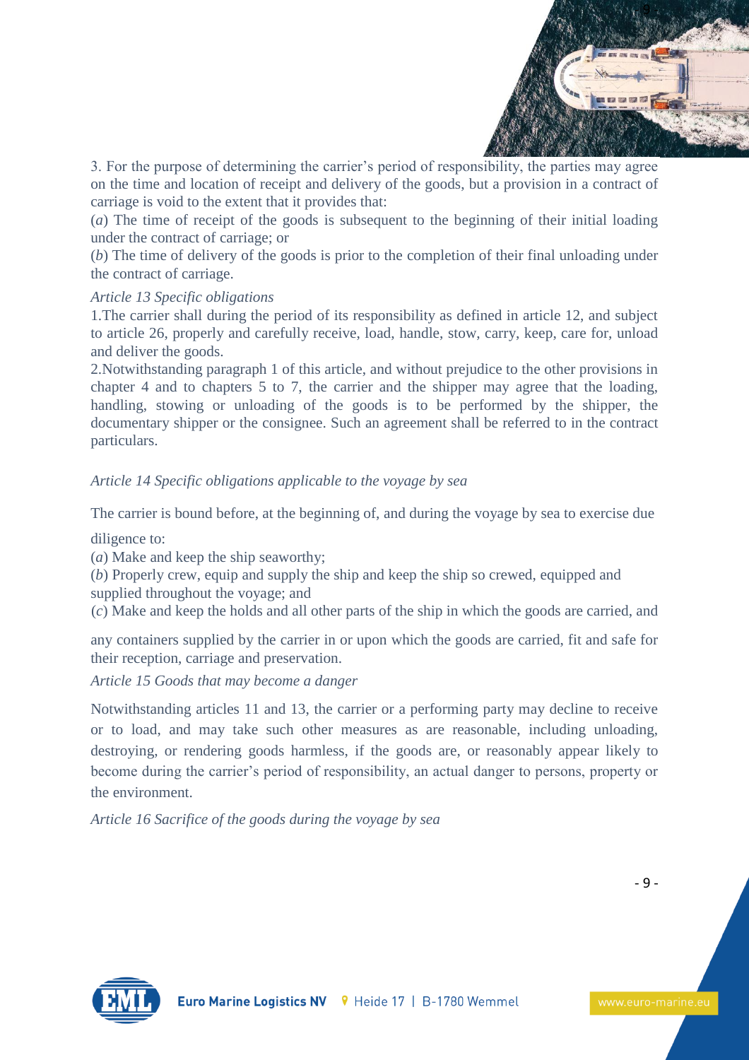3. For the purpose of determining the carrier's period of responsibility, the parties may agree on the time and location of receipt and delivery of the goods, but a provision in a contract of carriage is void to the extent that it provides that:

(*a*) The time of receipt of the goods is subsequent to the beginning of their initial loading under the contract of carriage; or

(*b*) The time of delivery of the goods is prior to the completion of their final unloading under the contract of carriage.

*Article 13 Specific obligations*

1.The carrier shall during the period of its responsibility as defined in article 12, and subject to article 26, properly and carefully receive, load, handle, stow, carry, keep, care for, unload and deliver the goods.

2.Notwithstanding paragraph 1 of this article, and without prejudice to the other provisions in chapter 4 and to chapters 5 to 7, the carrier and the shipper may agree that the loading, handling, stowing or unloading of the goods is to be performed by the shipper, the documentary shipper or the consignee. Such an agreement shall be referred to in the contract particulars.

*Article 14 Specific obligations applicable to the voyage by sea*

The carrier is bound before, at the beginning of, and during the voyage by sea to exercise due diligence to:

(*a*) Make and keep the ship seaworthy;

(*b*) Properly crew, equip and supply the ship and keep the ship so crewed, equipped and supplied throughout the voyage; and

(*c*) Make and keep the holds and all other parts of the ship in which the goods are carried, and any containers supplied by the carrier in or upon which the goods are carried, fit and safe for their reception, carriage and preservation.

*Article 15 Goods that may become a danger*

Notwithstanding articles 11 and 13, the carrier or a performing party may decline to receive or to load, and may take such other measures as are reasonable, including unloading, destroying, or rendering goods harmless, if the goods are, or reasonably appear likely to become during the carrier's period of responsibility, an actual danger to persons, property or the environment.

*Article 16 Sacrifice of the goods during the voyage by sea*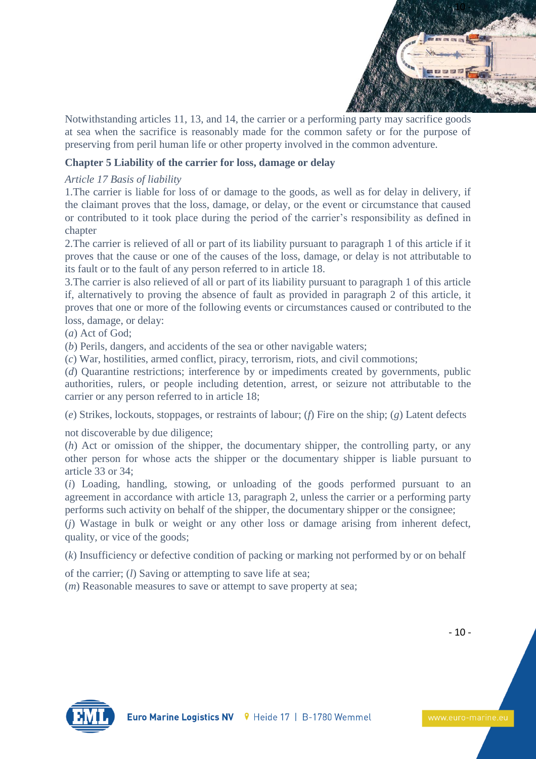Notwithstanding articles 11, 13, and 14, the carrier or a performing party may sacrifice goods at sea when the sacrifice is reasonably made for the common safety or for the purpose of preserving from peril human life or other property involved in the common adventure.

## Chapter 5 Liability of the carrier for loss, damage or delay

### *Article 17 Basis of liability*

1.The carrier is liable for loss of or damage to the goods, as well as for delay in delivery, if the claimant proves that the loss, damage, or delay, or the event or circumstance that caused or contributed to it took place during the period of the carrier's responsibility as defined in chapter

2.The carrier is relieved of all or part of its liability pursuant to paragraph 1 of this article if it proves that the cause or one of the causes of the loss, damage, or delay is not attributable to its fault or to the fault of any person referred to in article 18.

3.The carrier is also relieved of all or part of its liability pursuant to paragraph 1 of this article if, alternatively to proving the absence of fault as provided in paragraph 2 of this article, it proves that one or more of the following events or circumstances caused or contributed to the loss, damage, or delay:

(*a*) Act of God;

(*b*) Perils, dangers, and accidents of the sea or other navigable waters;

(*c*) War, hostilities, armed conflict, piracy, terrorism, riots, and civil commotions;

(*d*) Quarantine restrictions; interference by or impediments created by governments, public authorities, rulers, or people including detention, arrest, or seizure not attributable to the carrier or any person referred to in article 18;

(*e*) Strikes, lockouts, stoppages, or restraints of labour; (*f*) Fire on the ship; (*g*) Latent defects not discoverable by due diligence;

(*h*) Act or omission of the shipper, the documentary shipper, the controlling party, or any other person for whose acts the shipper or the documentary shipper is liable pursuant to article 33 or 34;

(*i*) Loading, handling, stowing, or unloading of the goods performed pursuant to an agreement in accordance with article 13, paragraph 2, unless the carrier or a performing party performs such activity on behalf of the shipper, the documentary shipper or the consignee;

(*j*) Wastage in bulk or weight or any other loss or damage arising from inherent defect, quality, or vice of the goods;

(*k*) Insufficiency or defective condition of packing or marking not performed by or on behalf of the carrier; (*l*) Saving or attempting to save life at sea;

(*m*) Reasonable measures to save or attempt to save property at sea;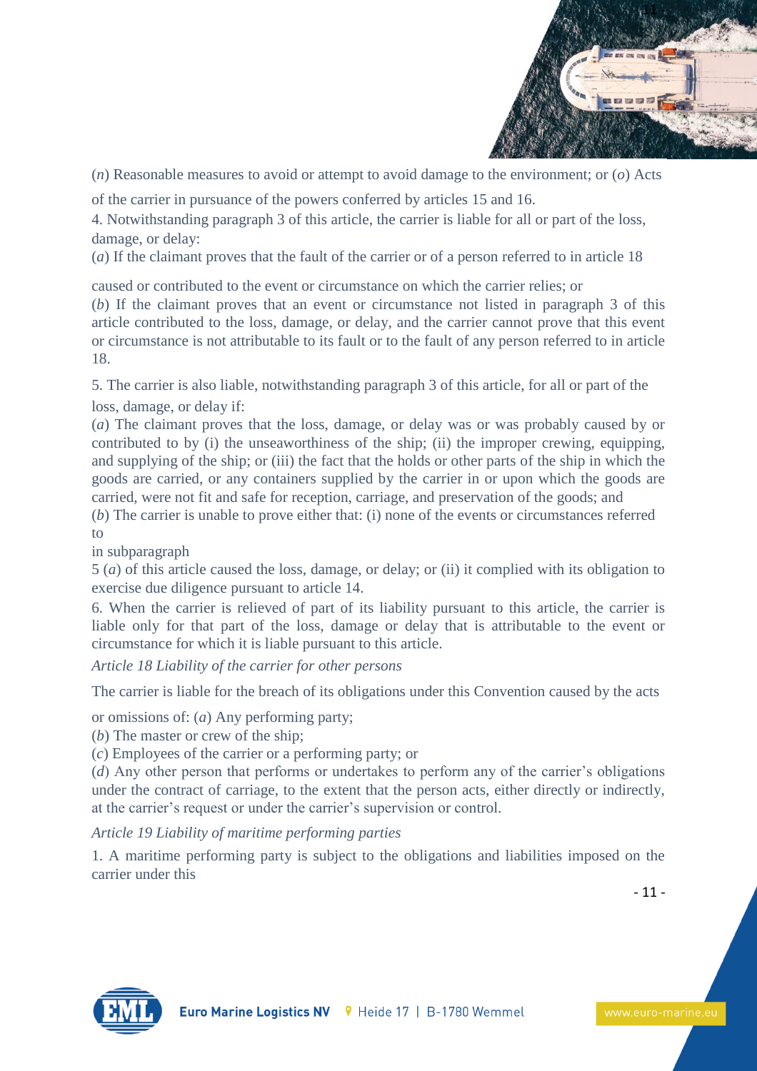(*n*) Reasonable measures to avoid or attempt to avoid damage to the environment; or (*o*) Acts of the carrier in pursuance of the powers conferred by articles 15 and 16.

4. Notwithstanding paragraph 3 of this article, the carrier is liable for all or part of the loss, damage, or delay:

(*a*) If the claimant proves that the fault of the carrier or of a person referred to in article 18 caused or contributed to the event or circumstance on which the carrier relies; or

(*b*) If the claimant proves that an event or circumstance not listed in paragraph 3 of this article contributed to the loss, damage, or delay, and the carrier cannot prove that this event or circumstance is not attributable to its fault or to the fault of any person referred to in article 18.

5. The carrier is also liable, notwithstanding paragraph 3 of this article, for all or part of the loss, damage, or delay if:

(*a*) The claimant proves that the loss, damage, or delay was or was probably caused by or contributed to by (i) the unseaworthiness of the ship; (ii) the improper crewing, equipping, and supplying of the ship; or (iii) the fact that the holds or other parts of the ship in which the goods are carried, or any containers supplied by the carrier in or upon which the goods are carried, were not fit and safe for reception, carriage, and preservation of the goods; and

(*b*) The carrier is unable to prove either that: (i) none of the events or circumstances referred to in subparagraph 5 (*a*) of this article caused the loss, damage, or delay; or (ii) it complied with its obligation to exercise due diligence pursuant to article 14.

6. When the carrier is relieved of part of its liability pursuant to this article, the carrier is liable only for that part of the loss, damage or delay that is attributable to the event or circumstance for which it is liable pursuant to this article.

*Article 18 Liability of the carrier for other persons*

The carrier is liable for the breach of its obligations under this Convention caused by the acts or omissions of: (*a*) Any performing party;

(*b*) The master or crew of the ship;

(*c*) Employees of the carrier or a performing party; or

(*d*) Any other person that performs or undertakes to perform any of the carrier's obligations under the contract of carriage, to the extent that the person acts, either directly or indirectly, at the carrier's request or under the carrier's supervision or control.

*Article 19 Liability of maritime performing parties*

1. A maritime performing party is subject to the obligations and liabilities imposed on the carrier under this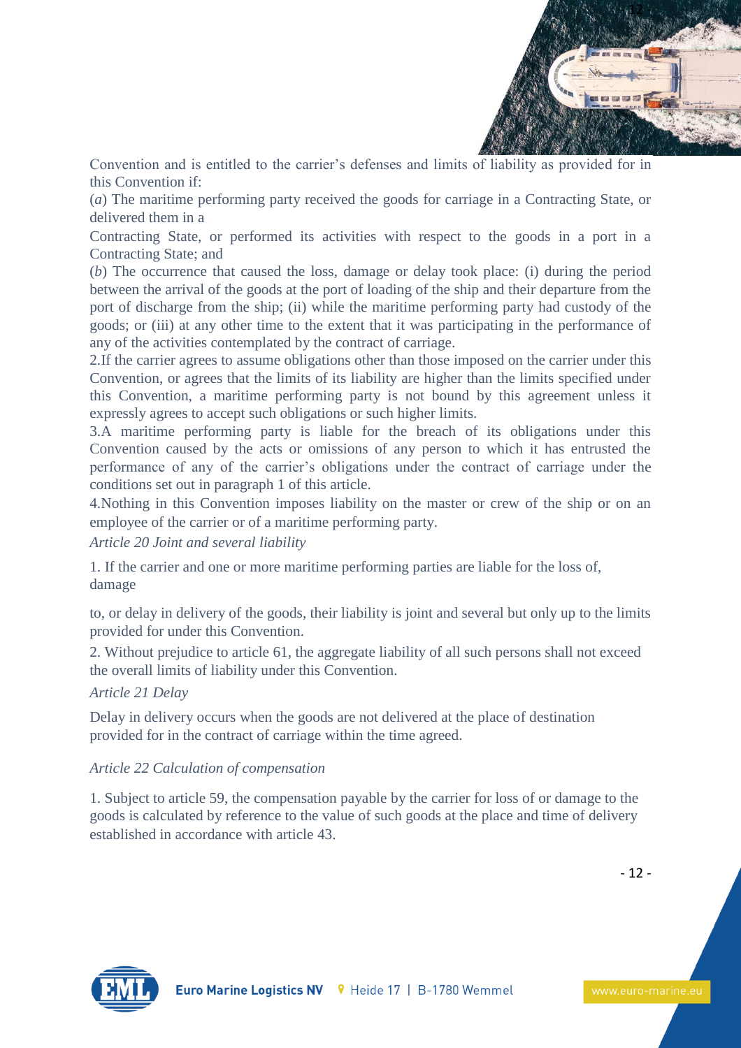Convention and is entitled to the carrier's defenses and limits of liability as provided for in this Convention if:

(*a*) The maritime performing party received the goods for carriage in a Contracting State, or delivered them in a Contracting State, or performed its activities with respect to the goods in a port in a Contracting State; and

(*b*) The occurrence that caused the loss, damage or delay took place: (i) during the period between the arrival of the goods at the port of loading of the ship and their departure from the port of discharge from the ship; (ii) while the maritime performing party had custody of the goods; or (iii) at any other time to the extent that it was participating in the performance of any of the activities contemplated by the contract of carriage.

2.If the carrier agrees to assume obligations other than those imposed on the carrier under this Convention, or agrees that the limits of its liability are higher than the limits specified under this Convention, a maritime performing party is not bound by this agreement unless it expressly agrees to accept such obligations or such higher limits.

3.A maritime performing party is liable for the breach of its obligations under this Convention caused by the acts or omissions of any person to which it has entrusted the performance of any of the carrier's obligations under the contract of carriage under the conditions set out in paragraph 1 of this article.

4.Nothing in this Convention imposes liability on the master or crew of the ship or on an employee of the carrier or of a maritime performing party.

*Article 20 Joint and several liability*

1. If the carrier and one or more maritime performing parties are liable for the loss of, damage to, or delay in delivery of the goods, their liability is joint and several but only up to the limits provided for under this Convention.

2. Without prejudice to article 61, the aggregate liability of all such persons shall not exceed the overall limits of liability under this Convention.

*Article 21 Delay*

Delay in delivery occurs when the goods are not delivered at the place of destination provided for in the contract of carriage within the time agreed.

*Article 22 Calculation of compensation*

1. Subject to article 59, the compensation payable by the carrier for loss of or damage to the goods is calculated by reference to the value of such goods at the place and time of delivery established in accordance with article 43.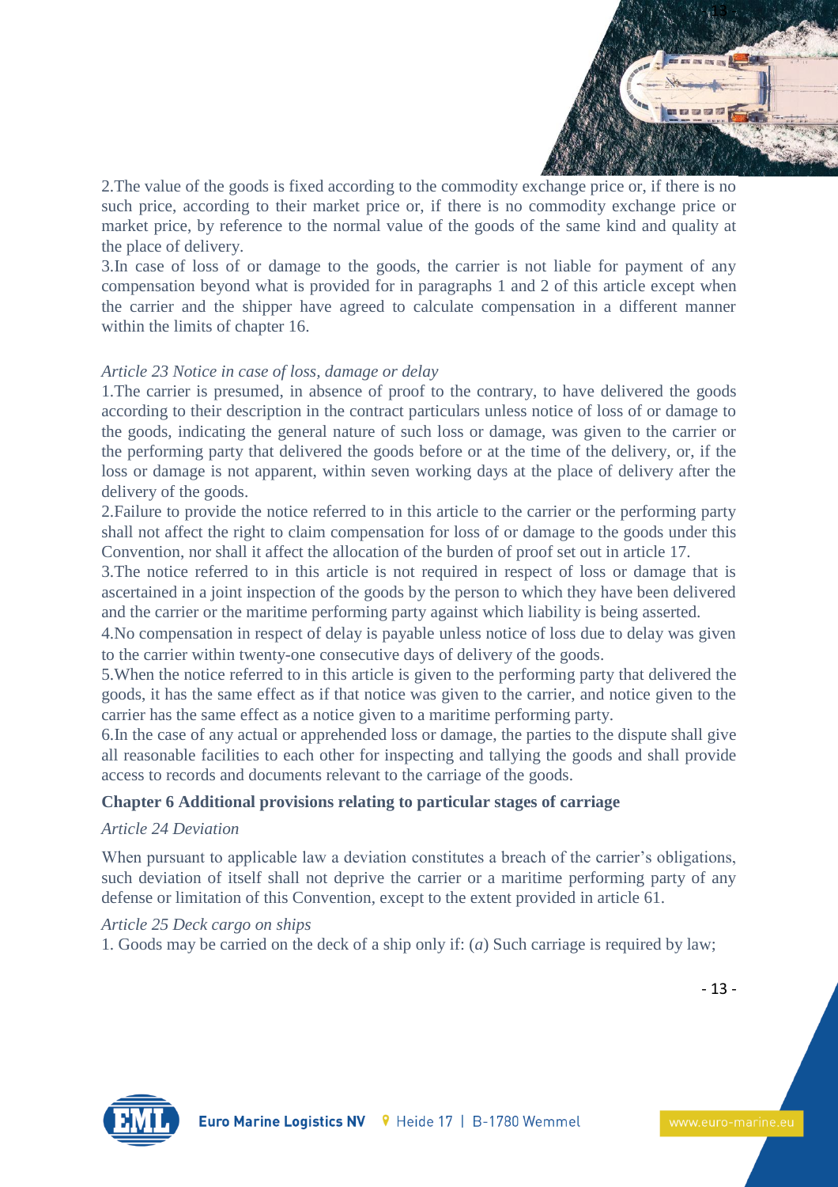2.The value of the goods is fixed according to the commodity exchange price or, if there is no such price, according to their market price or, if there is no commodity exchange price or market price, by reference to the normal value of the goods of the same kind and quality at the place of delivery.

3.In case of loss of or damage to the goods, the carrier is not liable for payment of any compensation beyond what is provided for in paragraphs 1 and 2 of this article except when the carrier and the shipper have agreed to calculate compensation in a different manner within the limits of chapter 16.

*Article 23 Notice in case of loss, damage or delay*

1.The carrier is presumed, in absence of proof to the contrary, to have delivered the goods according to their description in the contract particulars unless notice of loss of or damage to the goods, indicating the general nature of such loss or damage, was given to the carrier or the performing party that delivered the goods before or at the time of the delivery, or, if the loss or damage is not apparent, within seven working days at the place of delivery after the delivery of the goods.

2.Failure to provide the notice referred to in this article to the carrier or the performing party shall not affect the right to claim compensation for loss of or damage to the goods under this Convention, nor shall it affect the allocation of the burden of proof set out in article 17.

3.The notice referred to in this article is not required in respect of loss or damage that is ascertained in a joint inspection of the goods by the person to which they have been delivered and the carrier or the maritime performing party against which liability is being asserted.

4.No compensation in respect of delay is payable unless notice of loss due to delay was given to the carrier within twenty-one consecutive days of delivery of the goods.

5.When the notice referred to in this article is given to the performing party that delivered the goods, it has the same effect as if that notice was given to the carrier, and notice given to the carrier has the same effect as a notice given to a maritime performing party.

6.In the case of any actual or apprehended loss or damage, the parties to the dispute shall give all reasonable facilities to each other for inspecting and tallying the goods and shall provide access to records and documents relevant to the carriage of the goods.

**Chapter 6 Additional provisions relating to particular stages of carriage**

*Article 24 Deviation*

When pursuant to applicable law a deviation constitutes a breach of the carrier's obligations, such deviation of itself shall not deprive the carrier or a maritime performing party of any defense or limitation of this Convention, except to the extent provided in article 61.

*Article 25 Deck cargo on ships*

1. Goods may be carried on the deck of a ship only if: (*a*) Such carriage is required by law;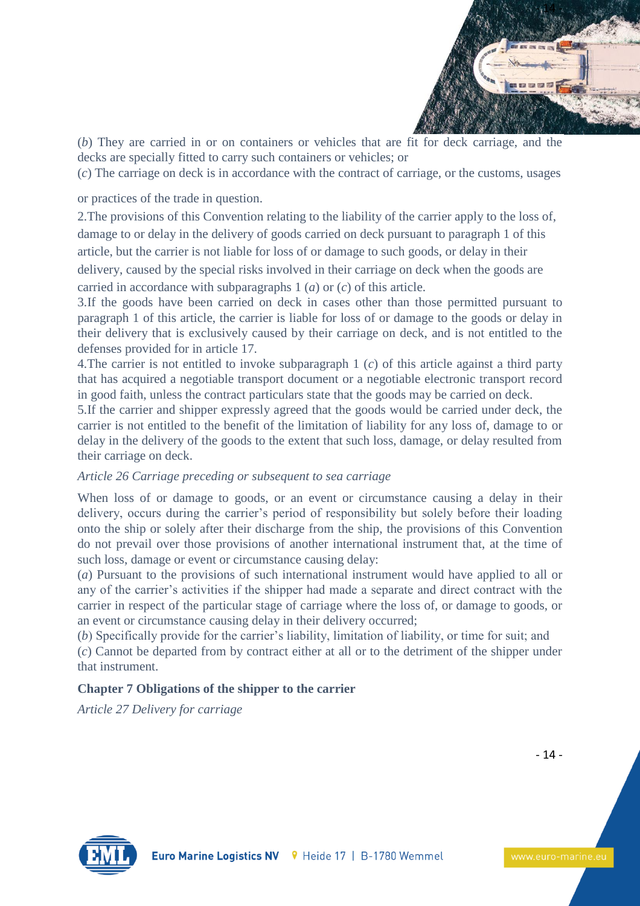(*b*) They are carried in or on containers or vehicles that are fit for deck carriage, and the decks are specially fitted to carry such containers or vehicles; or

(*c*) The carriage on deck is in accordance with the contract of carriage, or the customs, usages or practices of the trade in question.

2.The provisions of this Convention relating to the liability of the carrier apply to the loss of, damage to or delay in the delivery of goods carried on deck pursuant to paragraph 1 of this article, but the carrier is not liable for loss of or damage to such goods, or delay in their delivery, caused by the special risks involved in their carriage on deck when the goods are carried in accordance with subparagraphs 1 (*a*) or (*c*) of this article.

3.If the goods have been carried on deck in cases other than those permitted pursuant to paragraph 1 of this article, the carrier is liable for loss of or damage to the goods or delay in their delivery that is exclusively caused by their carriage on deck, and is not entitled to the defenses provided for in article 17.

4.The carrier is not entitled to invoke subparagraph 1 (*c*) of this article against a third party that has acquired a negotiable transport document or a negotiable electronic transport record in good faith, unless the contract particulars state that the goods may be carried on deck.

5.If the carrier and shipper expressly agreed that the goods would be carried under deck, the carrier is not entitled to the benefit of the limitation of liability for any loss of, damage to or delay in the delivery of the goods to the extent that such loss, damage, or delay resulted from their carriage on deck.

*Article 26 Carriage preceding or subsequent to sea carriage*

When loss of or damage to goods, or an event or circumstance causing a delay in their delivery, occurs during the carrier's period of responsibility but solely before their loading onto the ship or solely after their discharge from the ship, the provisions of this Convention do not prevail over those provisions of another international instrument that, at the time of such loss, damage or event or circumstance causing delay:

(*a*) Pursuant to the provisions of such international instrument would have applied to all or any of the carrier's activities if the shipper had made a separate and direct contract with the carrier in respect of the particular stage of carriage where the loss of, or damage to goods, or an event or circumstance causing delay in their delivery occurred;

(*b*) Specifically provide for the carrier's liability, limitation of liability, or time for suit; and

(*c*) Cannot be departed from by contract either at all or to the detriment of the shipper under that instrument.

## Chapter 7 Obligations of the shipper to the carrier

*Article 27 Delivery for carriage*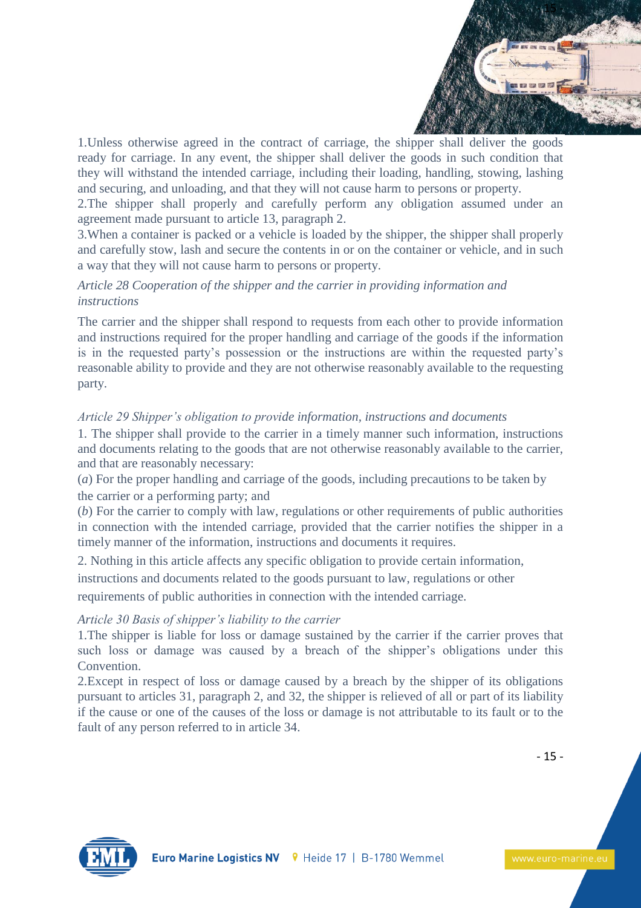1.Unless otherwise agreed in the contract of carriage, the shipper shall deliver the goods ready for carriage. In any event, the shipper shall deliver the goods in such condition that they will withstand the intended carriage, including their loading, handling, stowing, lashing and securing, and unloading, and that they will not cause harm to persons or property.

2.The shipper shall properly and carefully perform any obligation assumed under an agreement made pursuant to article 13, paragraph 2.

3.When a container is packed or a vehicle is loaded by the shipper, the shipper shall properly and carefully stow, lash and secure the contents in or on the container or vehicle, and in such a way that they will not cause harm to persons or property.

*Article 28 Cooperation of the shipper and the carrier in providing information and instructions*

The carrier and the shipper shall respond to requests from each other to provide information and instructions required for the proper handling and carriage of the goods if the information is in the requested party's possession or the instructions are within the requested party's reasonable ability to provide and they are not otherwise reasonably available to the requesting party.

*Article 29 Shipper's obligation to provide information, instructions and documents*

1. The shipper shall provide to the carrier in a timely manner such information, instructions and documents relating to the goods that are not otherwise reasonably available to the carrier, and that are reasonably necessary:

(*a*) For the proper handling and carriage of the goods, including precautions to be taken by the carrier or a performing party; and

(*b*) For the carrier to comply with law, regulations or other requirements of public authorities in connection with the intended carriage, provided that the carrier notifies the shipper in a timely manner of the information, instructions and documents it requires.

2. Nothing in this article affects any specific obligation to provide certain information, instructions and documents related to the goods pursuant to law, regulations or other requirements of public authorities in connection with the intended carriage.

*Article 30 Basis of shipper's liability to the carrier*

1.The shipper is liable for loss or damage sustained by the carrier if the carrier proves that such loss or damage was caused by a breach of the shipper's obligations under this Convention.

2.Except in respect of loss or damage caused by a breach by the shipper of its obligations pursuant to articles 31, paragraph 2, and 32, the shipper is relieved of all or part of its liability if the cause or one of the causes of the loss or damage is not attributable to its fault or to the fault of any person referred to in article 34.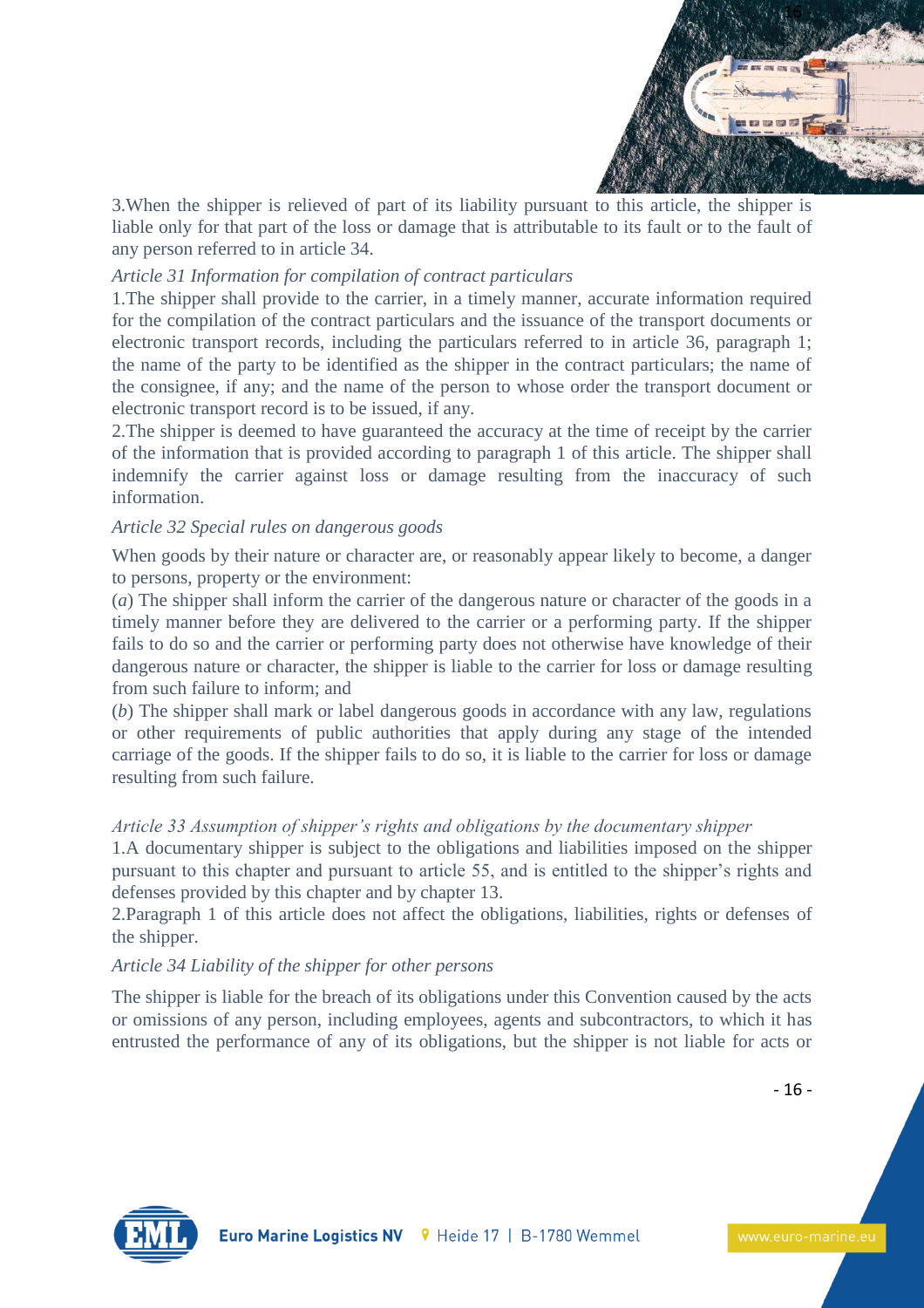3.When the shipper is relieved of part of its liability pursuant to this article, the shipper is liable only for that part of the loss or damage that is attributable to its fault or to the fault of any person referred to in article 34.

*Article 31 Information for compilation of contract particulars*

1.The shipper shall provide to the carrier, in a timely manner, accurate information required for the compilation of the contract particulars and the issuance of the transport documents or electronic transport records, including the particulars referred to in article 36, paragraph 1; the name of the party to be identified as the shipper in the contract particulars; the name of the consignee, if any; and the name of the person to whose order the transport document or electronic transport record is to be issued, if any.

2.The shipper is deemed to have guaranteed the accuracy at the time of receipt by the carrier of the information that is provided according to paragraph 1 of this article. The shipper shall indemnify the carrier against loss or damage resulting from the inaccuracy of such information.

*Article 32 Special rules on dangerous goods*

When goods by their nature or character are, or reasonably appear likely to become, a danger to persons, property or the environment:

(*a*) The shipper shall inform the carrier of the dangerous nature or character of the goods in a timely manner before they are delivered to the carrier or a performing party. If the shipper fails to do so and the carrier or performing party does not otherwise have knowledge of their dangerous nature or character, the shipper is liable to the carrier for loss or damage resulting from such failure to inform; and

(*b*) The shipper shall mark or label dangerous goods in accordance with any law, regulations or other requirements of public authorities that apply during any stage of the intended carriage of the goods. If the shipper fails to do so, it is liable to the carrier for loss or damage resulting from such failure.

*Article 33 Assumption of shipper's rights and obligations by the documentary shipper*

1.A documentary shipper is subject to the obligations and liabilities imposed on the shipper pursuant to this chapter and pursuant to article 55, and is entitled to the shipper's rights and defenses provided by this chapter and by chapter 13.

2.Paragraph 1 of this article does not affect the obligations, liabilities, rights or defenses of the shipper.

*Article 34 Liability of the shipper for other persons*

The shipper is liable for the breach of its obligations under this Convention caused by the acts or omissions of any person, including employees, agents and subcontractors, to which it has entrusted the performance of any of its obligations, but the shipper is not liable for acts or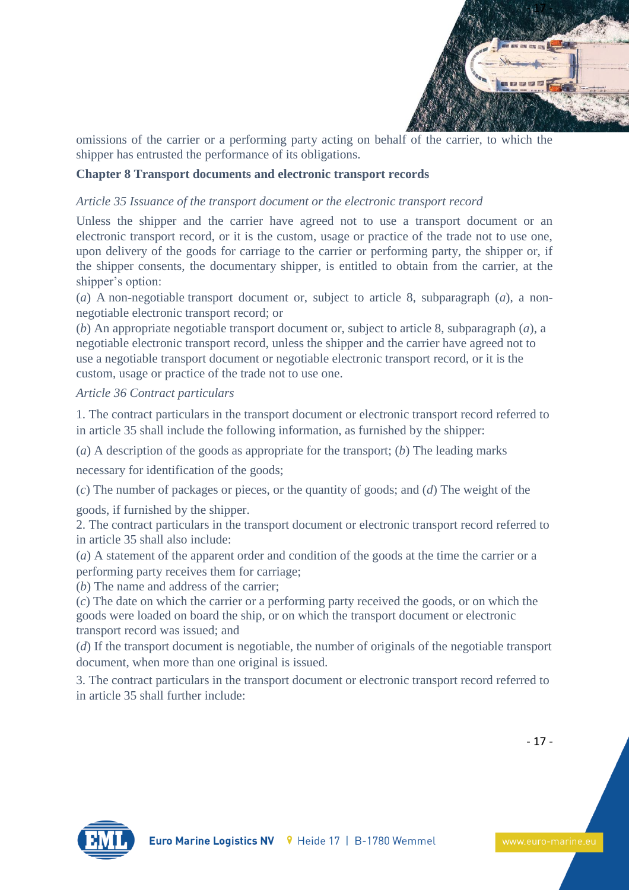omissions of the carrier or a performing party acting on behalf of the carrier, to which the shipper has entrusted the performance of its obligations.

## Chapter 8 Transport documents and electronic transport records

*Article 35 Issuance of the transport document or the electronic transport record*

Unless the shipper and the carrier have agreed not to use a transport document or an electronic transport record, or it is the custom, usage or practice of the trade not to use one, upon delivery of the goods for carriage to the carrier or performing party, the shipper or, if the shipper consents, the documentary shipper, is entitled to obtain from the carrier, at the shipper's option:

(*a*) A non-negotiable transport document or, subject to article 8, subparagraph (*a*), a non-negotiable electronic transport record; or

(*b*) An appropriate negotiable transport document or, subject to article 8, subparagraph (*a*), a negotiable electronic transport record, unless the shipper and the carrier have agreed not to use a negotiable transport document or negotiable electronic transport record, or it is the custom, usage or practice of the trade not to use one.

*Article 36 Contract particulars*

1. The contract particulars in the transport document or electronic transport record referred to in article 35 shall include the following information, as furnished by the shipper:

(*a*) A description of the goods as appropriate for the transport; (*b*) The leading marks necessary for identification of the goods;

(*c*) The number of packages or pieces, or the quantity of goods; and (*d*) The weight of the goods, if furnished by the shipper.

2. The contract particulars in the transport document or electronic transport record referred to in article 35 shall also include:

(*a*) A statement of the apparent order and condition of the goods at the time the carrier or a performing party receives them for carriage;

(*b*) The name and address of the carrier;

(*c*) The date on which the carrier or a performing party received the goods, or on which the goods were loaded on board the ship, or on which the transport document or electronic transport record was issued; and

(*d*) If the transport document is negotiable, the number of originals of the negotiable transport document, when more than one original is issued.

3. The contract particulars in the transport document or electronic transport record referred to in article 35 shall further include: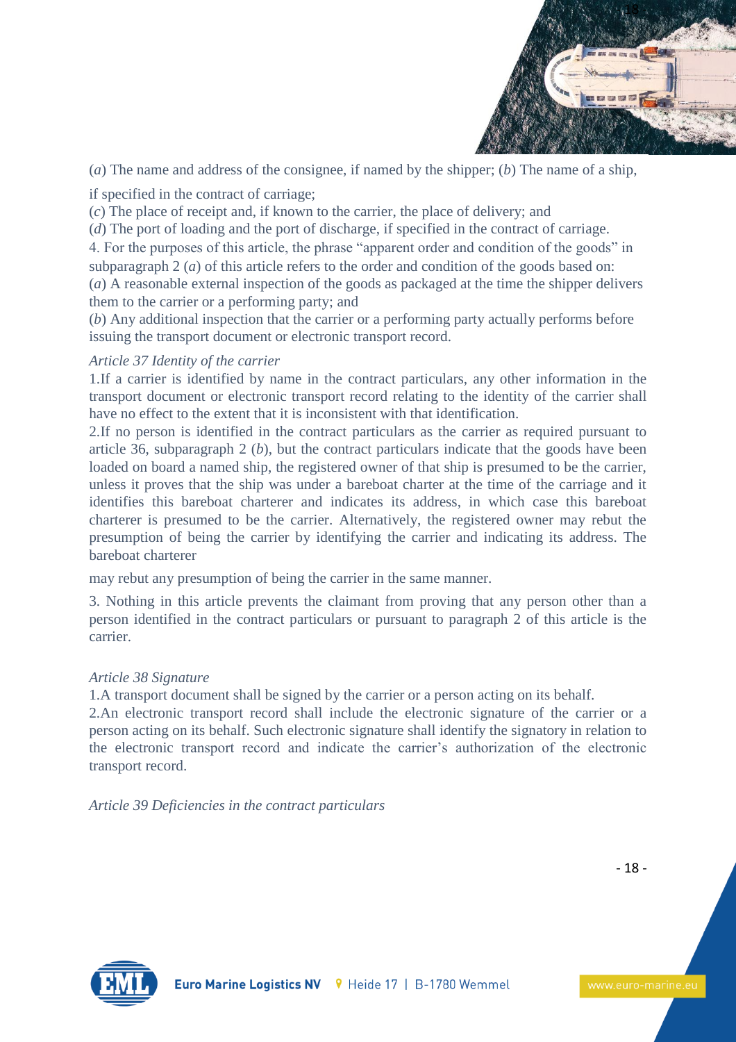(*a*) The name and address of the consignee, if named by the shipper; (*b*) The name of a ship, if specified in the contract of carriage;

(*c*) The place of receipt and, if known to the carrier, the place of delivery; and

(*d*) The port of loading and the port of discharge, if specified in the contract of carriage.

4. For the purposes of this article, the phrase "apparent order and condition of the goods" in subparagraph 2 (*a*) of this article refers to the order and condition of the goods based on:

(*a*) A reasonable external inspection of the goods as packaged at the time the shipper delivers them to the carrier or a performing party; and

(*b*) Any additional inspection that the carrier or a performing party actually performs before issuing the transport document or electronic transport record.

*Article 37 Identity of the carrier*

1.If a carrier is identified by name in the contract particulars, any other information in the transport document or electronic transport record relating to the identity of the carrier shall have no effect to the extent that it is inconsistent with that identification.

2.If no person is identified in the contract particulars as the carrier as required pursuant to article 36, subparagraph 2 (*b*), but the contract particulars indicate that the goods have been loaded on board a named ship, the registered owner of that ship is presumed to be the carrier, unless it proves that the ship was under a bareboat charter at the time of the carriage and it identifies this bareboat charterer and indicates its address, in which case this bareboat charterer is presumed to be the carrier. Alternatively, the registered owner may rebut the presumption of being the carrier by identifying the carrier and indicating its address. The bareboat charterer may rebut any presumption of being the carrier in the same manner.

3. Nothing in this article prevents the claimant from proving that any person other than a person identified in the contract particulars or pursuant to paragraph 2 of this article is the carrier.

*Article 38 Signature*

1.A transport document shall be signed by the carrier or a person acting on its behalf.

2.An electronic transport record shall include the electronic signature of the carrier or a person acting on its behalf. Such electronic signature shall identify the signatory in relation to the electronic transport record and indicate the carrier's authorization of the electronic transport record.

*Article 39 Deficiencies in the contract particulars*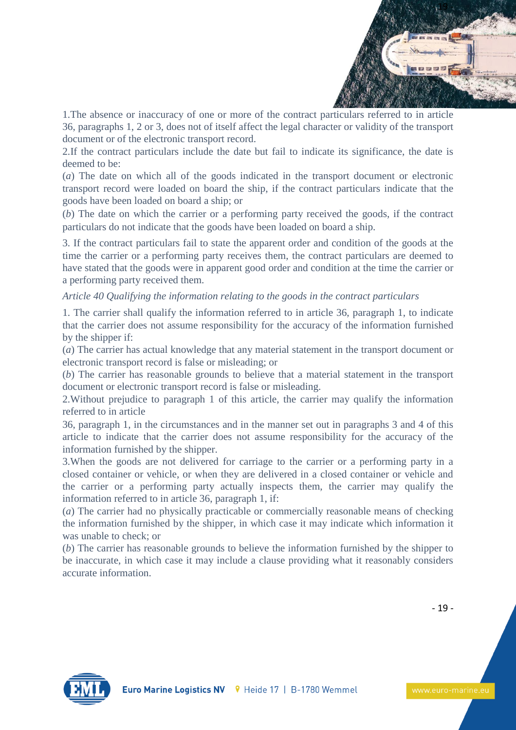1.The absence or inaccuracy of one or more of the contract particulars referred to in article 36, paragraphs 1, 2 or 3, does not of itself affect the legal character or validity of the transport document or of the electronic transport record.

2.If the contract particulars include the date but fail to indicate its significance, the date is deemed to be:

(*a*) The date on which all of the goods indicated in the transport document or electronic transport record were loaded on board the ship, if the contract particulars indicate that the goods have been loaded on board a ship; or

(*b*) The date on which the carrier or a performing party received the goods, if the contract particulars do not indicate that the goods have been loaded on board a ship.

3. If the contract particulars fail to state the apparent order and condition of the goods at the time the carrier or a performing party receives them, the contract particulars are deemed to have stated that the goods were in apparent good order and condition at the time the carrier or a performing party received them.

*Article 40 Qualifying the information relating to the goods in the contract particulars*

1. The carrier shall qualify the information referred to in article 36, paragraph 1, to indicate that the carrier does not assume responsibility for the accuracy of the information furnished by the shipper if:

(*a*) The carrier has actual knowledge that any material statement in the transport document or electronic transport record is false or misleading; or

(*b*) The carrier has reasonable grounds to believe that a material statement in the transport document or electronic transport record is false or misleading.

2.Without prejudice to paragraph 1 of this article, the carrier may qualify the information referred to in article
36, paragraph 1, in the circumstances and in the manner set out in paragraphs 3 and 4 of this article to indicate that the carrier does not assume responsibility for the accuracy of the information furnished by the shipper.

3.When the goods are not delivered for carriage to the carrier or a performing party in a closed container or vehicle, or when they are delivered in a closed container or vehicle and the carrier or a performing party actually inspects them, the carrier may qualify the information referred to in article 36, paragraph 1, if:

(*a*) The carrier had no physically practicable or commercially reasonable means of checking the information furnished by the shipper, in which case it may indicate which information it was unable to check; or

(*b*) The carrier has reasonable grounds to believe the information furnished by the shipper to be inaccurate, in which case it may include a clause providing what it reasonably considers accurate information.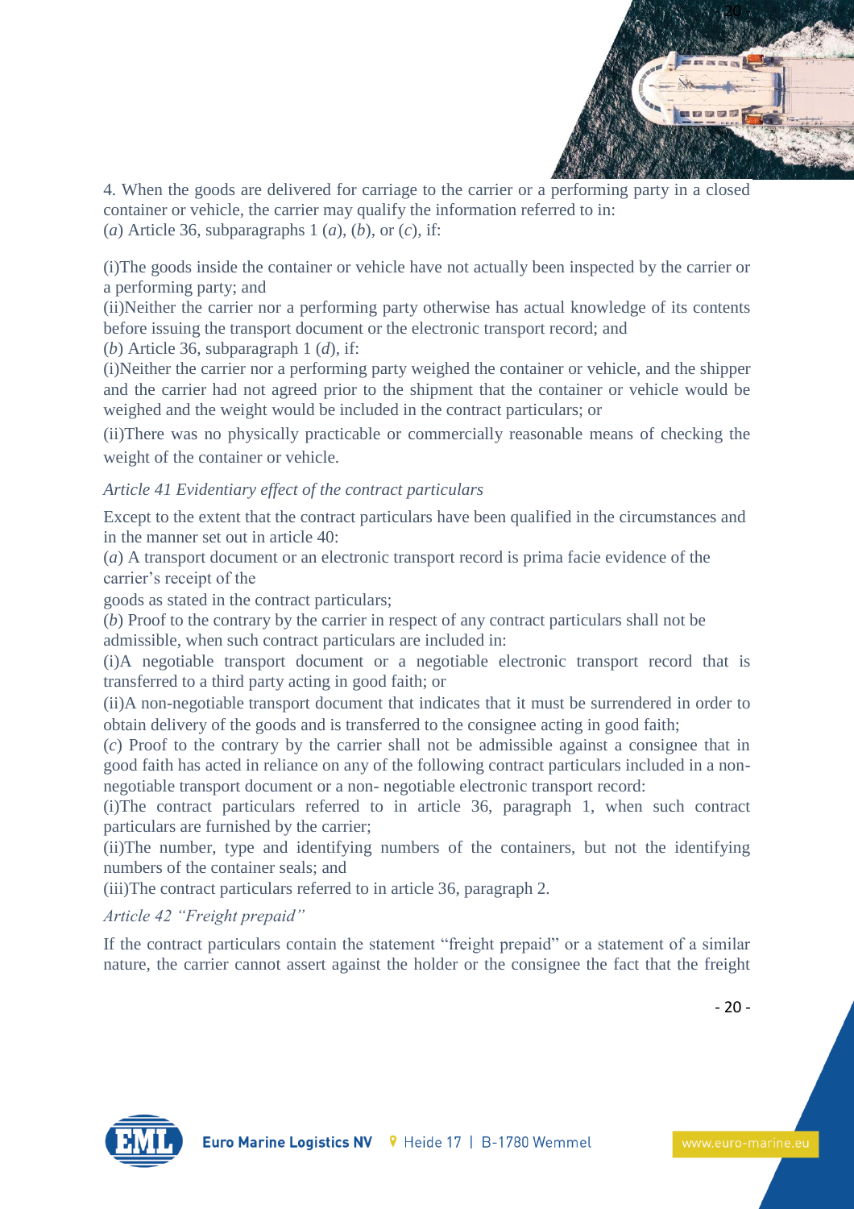4. When the goods are delivered for carriage to the carrier or a performing party in a closed container or vehicle, the carrier may qualify the information referred to in:
(*a*) Article 36, subparagraphs 1 (*a*), (*b*), or (*c*), if:

(i)The goods inside the container or vehicle have not actually been inspected by the carrier or a performing party; and
(ii)Neither the carrier nor a performing party otherwise has actual knowledge of its contents before issuing the transport document or the electronic transport record; and
(*b*) Article 36, subparagraph 1 (*d*), if:
(i)Neither the carrier nor a performing party weighed the container or vehicle, and the shipper and the carrier had not agreed prior to the shipment that the container or vehicle would be weighed and the weight would be included in the contract particulars; or
(ii)There was no physically practicable or commercially reasonable means of checking the weight of the container or vehicle.

*Article 41 Evidentiary effect of the contract particulars*

Except to the extent that the contract particulars have been qualified in the circumstances and in the manner set out in article 40:
(*a*) A transport document or an electronic transport record is prima facie evidence of the carrier's receipt of the
goods as stated in the contract particulars;
(*b*) Proof to the contrary by the carrier in respect of any contract particulars shall not be admissible, when such contract particulars are included in:
(i)A negotiable transport document or a negotiable electronic transport record that is transferred to a third party acting in good faith; or
(ii)A non-negotiable transport document that indicates that it must be surrendered in order to obtain delivery of the goods and is transferred to the consignee acting in good faith;
(*c*) Proof to the contrary by the carrier shall not be admissible against a consignee that in good faith has acted in reliance on any of the following contract particulars included in a non-negotiable transport document or a non- negotiable electronic transport record:
(i)The contract particulars referred to in article 36, paragraph 1, when such contract particulars are furnished by the carrier;
(ii)The number, type and identifying numbers of the containers, but not the identifying numbers of the container seals; and
(iii)The contract particulars referred to in article 36, paragraph 2.

*Article 42 "Freight prepaid"*

If the contract particulars contain the statement "freight prepaid" or a statement of a similar nature, the carrier cannot assert against the holder or the consignee the fact that the freight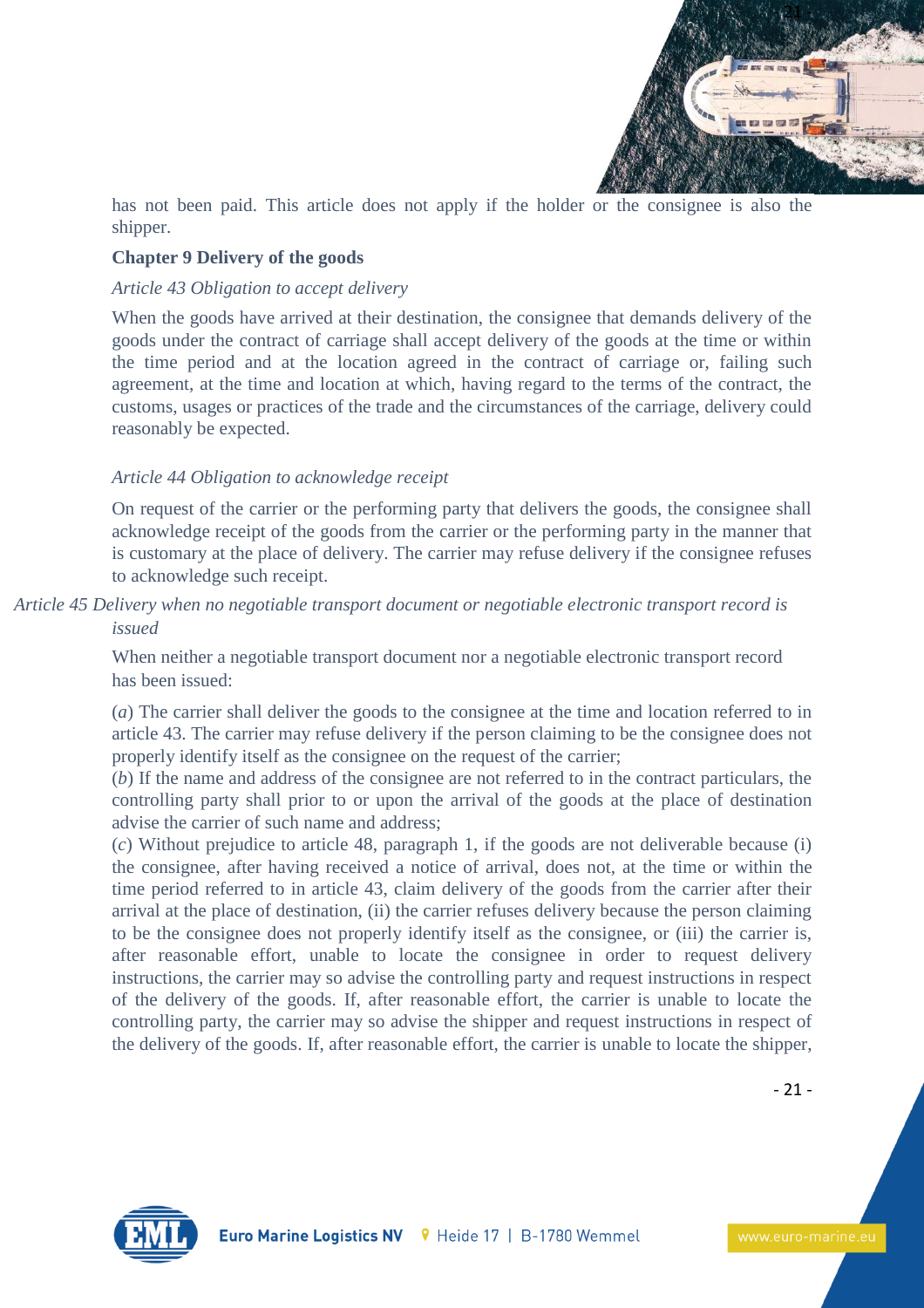has not been paid. This article does not apply if the holder or the consignee is also the shipper.

### Chapter 9 Delivery of the goods

*Article 43 Obligation to accept delivery*

When the goods have arrived at their destination, the consignee that demands delivery of the goods under the contract of carriage shall accept delivery of the goods at the time or within the time period and at the location agreed in the contract of carriage or, failing such agreement, at the time and location at which, having regard to the terms of the contract, the customs, usages or practices of the trade and the circumstances of the carriage, delivery could reasonably be expected.

*Article 44 Obligation to acknowledge receipt*

On request of the carrier or the performing party that delivers the goods, the consignee shall acknowledge receipt of the goods from the carrier or the performing party in the manner that is customary at the place of delivery. The carrier may refuse delivery if the consignee refuses to acknowledge such receipt.

*Article 45 Delivery when no negotiable transport document or negotiable electronic transport record is issued*

When neither a negotiable transport document nor a negotiable electronic transport record has been issued:

(*a*) The carrier shall deliver the goods to the consignee at the time and location referred to in article 43. The carrier may refuse delivery if the person claiming to be the consignee does not properly identify itself as the consignee on the request of the carrier;
(*b*) If the name and address of the consignee are not referred to in the contract particulars, the controlling party shall prior to or upon the arrival of the goods at the place of destination advise the carrier of such name and address;
(*c*) Without prejudice to article 48, paragraph 1, if the goods are not deliverable because (i) the consignee, after having received a notice of arrival, does not, at the time or within the time period referred to in article 43, claim delivery of the goods from the carrier after their arrival at the place of destination, (ii) the carrier refuses delivery because the person claiming to be the consignee does not properly identify itself as the consignee, or (iii) the carrier is, after reasonable effort, unable to locate the consignee in order to request delivery instructions, the carrier may so advise the controlling party and request instructions in respect of the delivery of the goods. If, after reasonable effort, the carrier is unable to locate the controlling party, the carrier may so advise the shipper and request instructions in respect of the delivery of the goods. If, after reasonable effort, the carrier is unable to locate the shipper,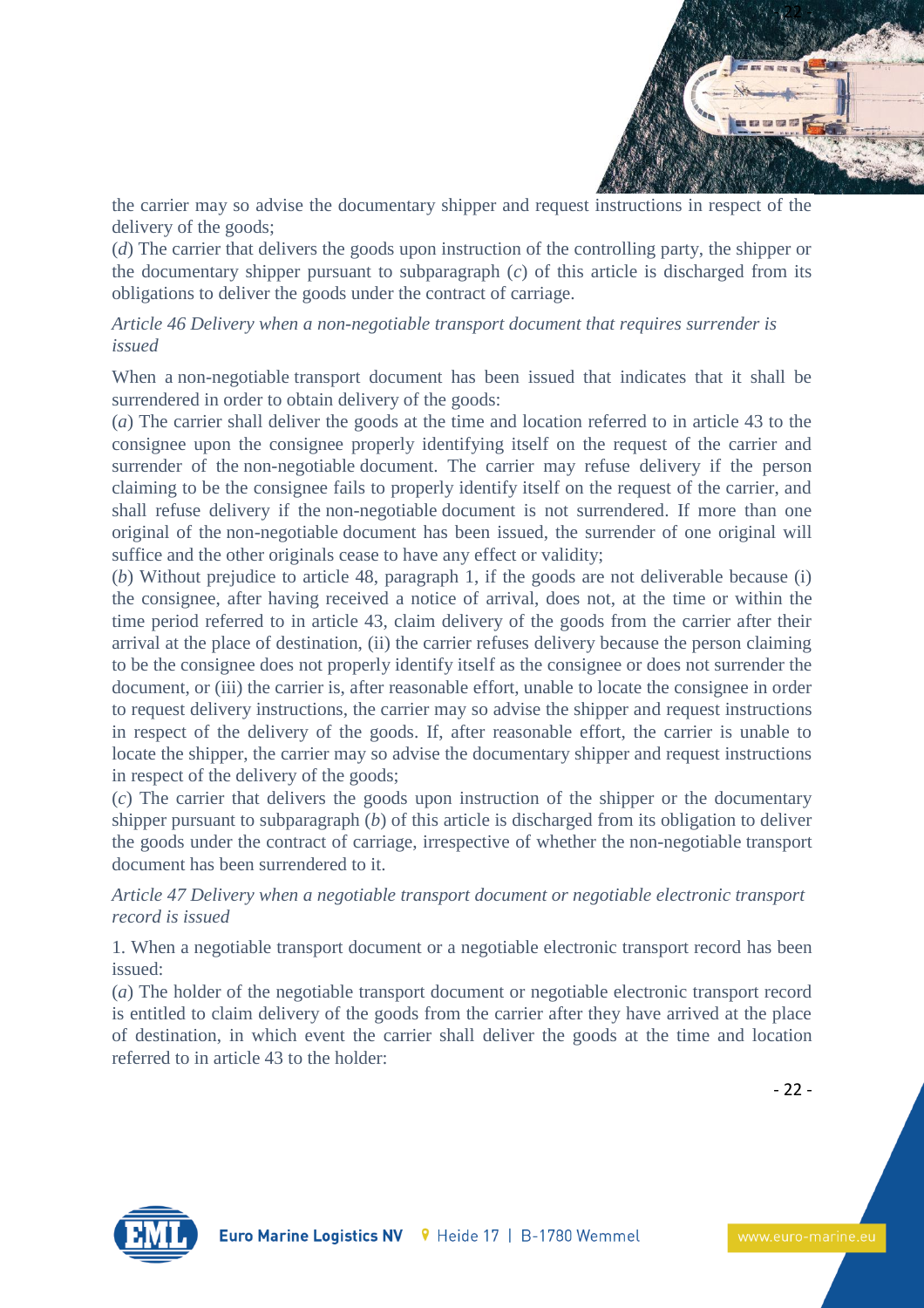the carrier may so advise the documentary shipper and request instructions in respect of the delivery of the goods;

(*d*) The carrier that delivers the goods upon instruction of the controlling party, the shipper or the documentary shipper pursuant to subparagraph (*c*) of this article is discharged from its obligations to deliver the goods under the contract of carriage.

*Article 46 Delivery when a non-negotiable transport document that requires surrender is issued*

When a non-negotiable transport document has been issued that indicates that it shall be surrendered in order to obtain delivery of the goods:

(*a*) The carrier shall deliver the goods at the time and location referred to in article 43 to the consignee upon the consignee properly identifying itself on the request of the carrier and surrender of the non-negotiable document. The carrier may refuse delivery if the person claiming to be the consignee fails to properly identify itself on the request of the carrier, and shall refuse delivery if the non-negotiable document is not surrendered. If more than one original of the non-negotiable document has been issued, the surrender of one original will suffice and the other originals cease to have any effect or validity;

(*b*) Without prejudice to article 48, paragraph 1, if the goods are not deliverable because (i) the consignee, after having received a notice of arrival, does not, at the time or within the time period referred to in article 43, claim delivery of the goods from the carrier after their arrival at the place of destination, (ii) the carrier refuses delivery because the person claiming to be the consignee does not properly identify itself as the consignee or does not surrender the document, or (iii) the carrier is, after reasonable effort, unable to locate the consignee in order to request delivery instructions, the carrier may so advise the shipper and request instructions in respect of the delivery of the goods. If, after reasonable effort, the carrier is unable to locate the shipper, the carrier may so advise the documentary shipper and request instructions in respect of the delivery of the goods;

(*c*) The carrier that delivers the goods upon instruction of the shipper or the documentary shipper pursuant to subparagraph (*b*) of this article is discharged from its obligation to deliver the goods under the contract of carriage, irrespective of whether the non-negotiable transport document has been surrendered to it.

*Article 47 Delivery when a negotiable transport document or negotiable electronic transport record is issued*

1. When a negotiable transport document or a negotiable electronic transport record has been issued:

(*a*) The holder of the negotiable transport document or negotiable electronic transport record is entitled to claim delivery of the goods from the carrier after they have arrived at the place of destination, in which event the carrier shall deliver the goods at the time and location referred to in article 43 to the holder: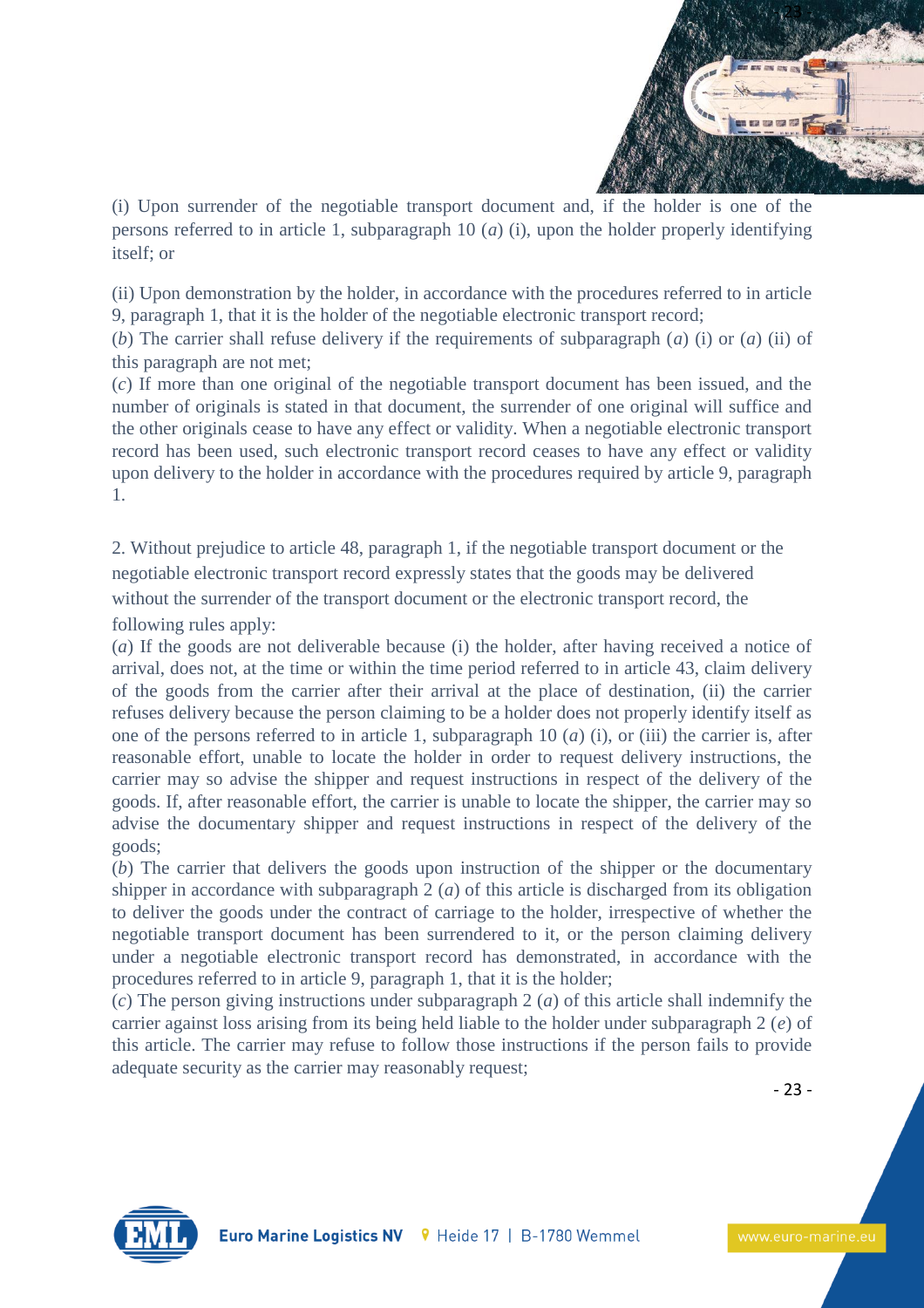(i) Upon surrender of the negotiable transport document and, if the holder is one of the persons referred to in article 1, subparagraph 10 (*a*) (i), upon the holder properly identifying itself; or

(ii) Upon demonstration by the holder, in accordance with the procedures referred to in article 9, paragraph 1, that it is the holder of the negotiable electronic transport record;
(*b*) The carrier shall refuse delivery if the requirements of subparagraph (*a*) (i) or (*a*) (ii) of this paragraph are not met;
(*c*) If more than one original of the negotiable transport document has been issued, and the number of originals is stated in that document, the surrender of one original will suffice and the other originals cease to have any effect or validity. When a negotiable electronic transport record has been used, such electronic transport record ceases to have any effect or validity upon delivery to the holder in accordance with the procedures required by article 9, paragraph 1.

2. Without prejudice to article 48, paragraph 1, if the negotiable transport document or the negotiable electronic transport record expressly states that the goods may be delivered without the surrender of the transport document or the electronic transport record, the following rules apply:
(*a*) If the goods are not deliverable because (i) the holder, after having received a notice of arrival, does not, at the time or within the time period referred to in article 43, claim delivery of the goods from the carrier after their arrival at the place of destination, (ii) the carrier refuses delivery because the person claiming to be a holder does not properly identify itself as one of the persons referred to in article 1, subparagraph 10 (*a*) (i), or (iii) the carrier is, after reasonable effort, unable to locate the holder in order to request delivery instructions, the carrier may so advise the shipper and request instructions in respect of the delivery of the goods. If, after reasonable effort, the carrier is unable to locate the shipper, the carrier may so advise the documentary shipper and request instructions in respect of the delivery of the goods;
(*b*) The carrier that delivers the goods upon instruction of the shipper or the documentary shipper in accordance with subparagraph 2 (*a*) of this article is discharged from its obligation to deliver the goods under the contract of carriage to the holder, irrespective of whether the negotiable transport document has been surrendered to it, or the person claiming delivery under a negotiable electronic transport record has demonstrated, in accordance with the procedures referred to in article 9, paragraph 1, that it is the holder;
(*c*) The person giving instructions under subparagraph 2 (*a*) of this article shall indemnify the carrier against loss arising from its being held liable to the holder under subparagraph 2 (*e*) of this article. The carrier may refuse to follow those instructions if the person fails to provide adequate security as the carrier may reasonably request;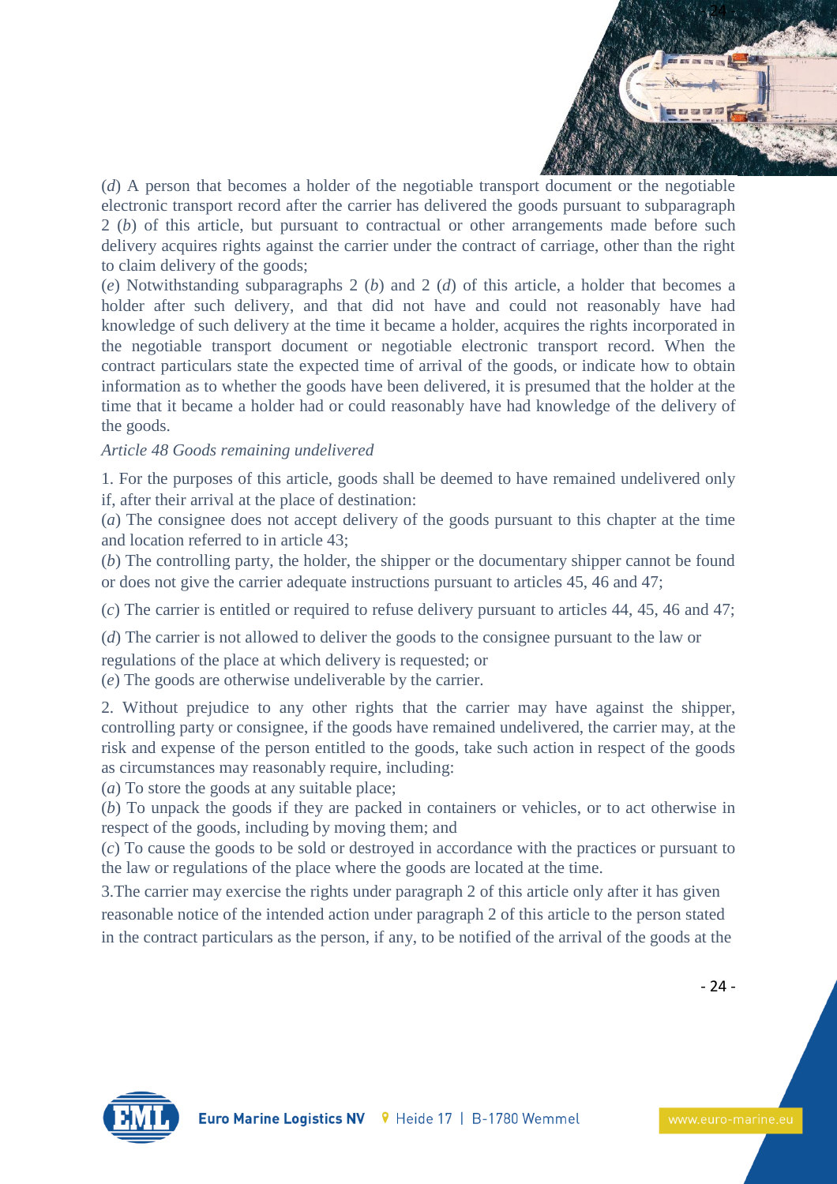(*d*) A person that becomes a holder of the negotiable transport document or the negotiable electronic transport record after the carrier has delivered the goods pursuant to subparagraph 2 (*b*) of this article, but pursuant to contractual or other arrangements made before such delivery acquires rights against the carrier under the contract of carriage, other than the right to claim delivery of the goods;

(*e*) Notwithstanding subparagraphs 2 (*b*) and 2 (*d*) of this article, a holder that becomes a holder after such delivery, and that did not have and could not reasonably have had knowledge of such delivery at the time it became a holder, acquires the rights incorporated in the negotiable transport document or negotiable electronic transport record. When the contract particulars state the expected time of arrival of the goods, or indicate how to obtain information as to whether the goods have been delivered, it is presumed that the holder at the time that it became a holder had or could reasonably have had knowledge of the delivery of the goods.

*Article 48 Goods remaining undelivered*

1. For the purposes of this article, goods shall be deemed to have remained undelivered only if, after their arrival at the place of destination:

(*a*) The consignee does not accept delivery of the goods pursuant to this chapter at the time and location referred to in article 43;

(*b*) The controlling party, the holder, the shipper or the documentary shipper cannot be found or does not give the carrier adequate instructions pursuant to articles 45, 46 and 47;

(*c*) The carrier is entitled or required to refuse delivery pursuant to articles 44, 45, 46 and 47;

(*d*) The carrier is not allowed to deliver the goods to the consignee pursuant to the law or regulations of the place at which delivery is requested; or

(*e*) The goods are otherwise undeliverable by the carrier.

2. Without prejudice to any other rights that the carrier may have against the shipper, controlling party or consignee, if the goods have remained undelivered, the carrier may, at the risk and expense of the person entitled to the goods, take such action in respect of the goods as circumstances may reasonably require, including:

(*a*) To store the goods at any suitable place;

(*b*) To unpack the goods if they are packed in containers or vehicles, or to act otherwise in respect of the goods, including by moving them; and

(*c*) To cause the goods to be sold or destroyed in accordance with the practices or pursuant to the law or regulations of the place where the goods are located at the time.

3.The carrier may exercise the rights under paragraph 2 of this article only after it has given reasonable notice of the intended action under paragraph 2 of this article to the person stated in the contract particulars as the person, if any, to be notified of the arrival of the goods at the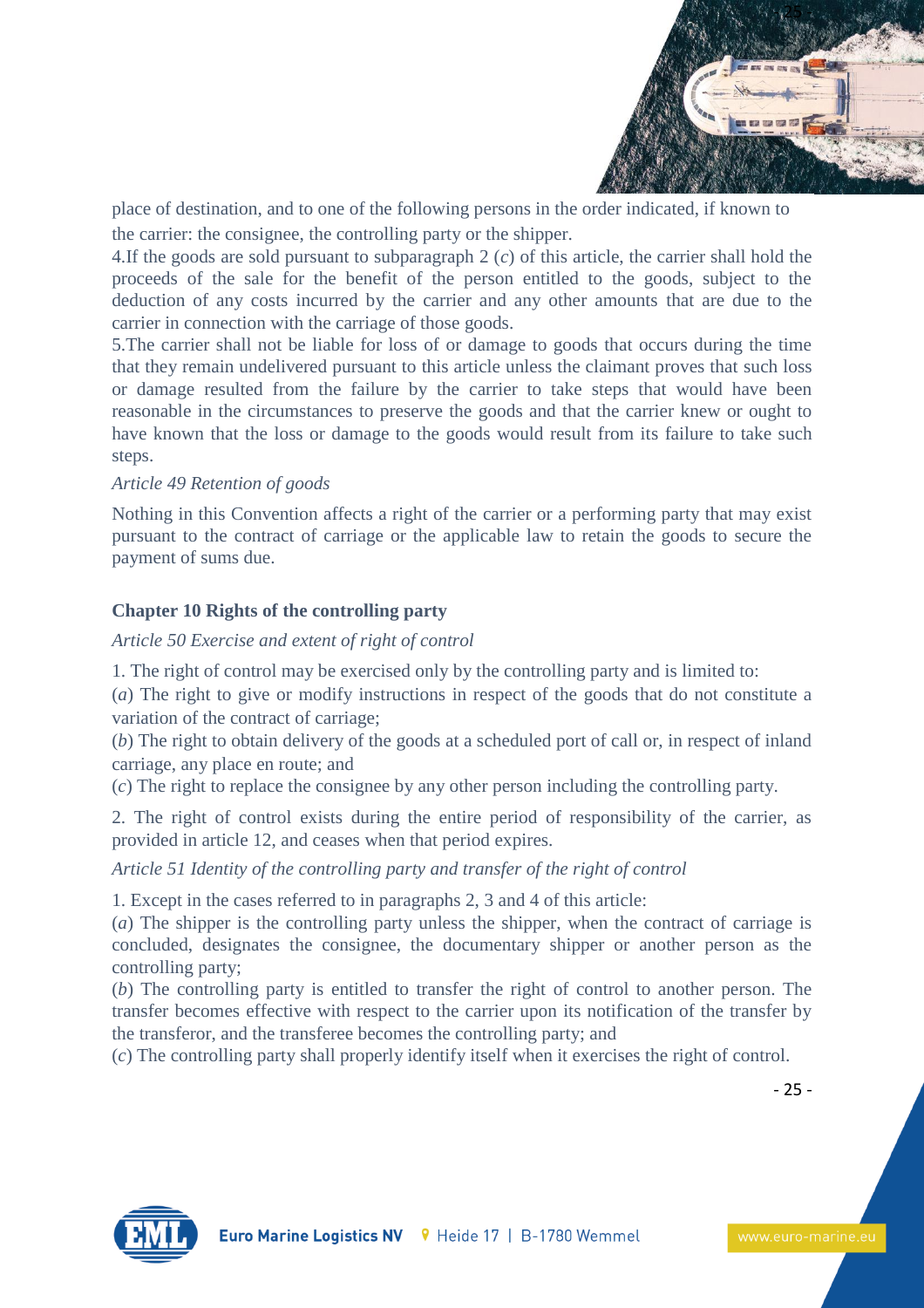place of destination, and to one of the following persons in the order indicated, if known to the carrier: the consignee, the controlling party or the shipper.

4.If the goods are sold pursuant to subparagraph 2 (*c*) of this article, the carrier shall hold the proceeds of the sale for the benefit of the person entitled to the goods, subject to the deduction of any costs incurred by the carrier and any other amounts that are due to the carrier in connection with the carriage of those goods.

5.The carrier shall not be liable for loss of or damage to goods that occurs during the time that they remain undelivered pursuant to this article unless the claimant proves that such loss or damage resulted from the failure by the carrier to take steps that would have been reasonable in the circumstances to preserve the goods and that the carrier knew or ought to have known that the loss or damage to the goods would result from its failure to take such steps.

*Article 49 Retention of goods*

Nothing in this Convention affects a right of the carrier or a performing party that may exist pursuant to the contract of carriage or the applicable law to retain the goods to secure the payment of sums due.

## Chapter 10 Rights of the controlling party

*Article 50 Exercise and extent of right of control*

1. The right of control may be exercised only by the controlling party and is limited to:

(*a*) The right to give or modify instructions in respect of the goods that do not constitute a variation of the contract of carriage;

(*b*) The right to obtain delivery of the goods at a scheduled port of call or, in respect of inland carriage, any place en route; and

(*c*) The right to replace the consignee by any other person including the controlling party.

2. The right of control exists during the entire period of responsibility of the carrier, as provided in article 12, and ceases when that period expires.

*Article 51 Identity of the controlling party and transfer of the right of control*

1. Except in the cases referred to in paragraphs 2, 3 and 4 of this article:

(*a*) The shipper is the controlling party unless the shipper, when the contract of carriage is concluded, designates the consignee, the documentary shipper or another person as the controlling party;

(*b*) The controlling party is entitled to transfer the right of control to another person. The transfer becomes effective with respect to the carrier upon its notification of the transfer by the transferor, and the transferee becomes the controlling party; and

(*c*) The controlling party shall properly identify itself when it exercises the right of control.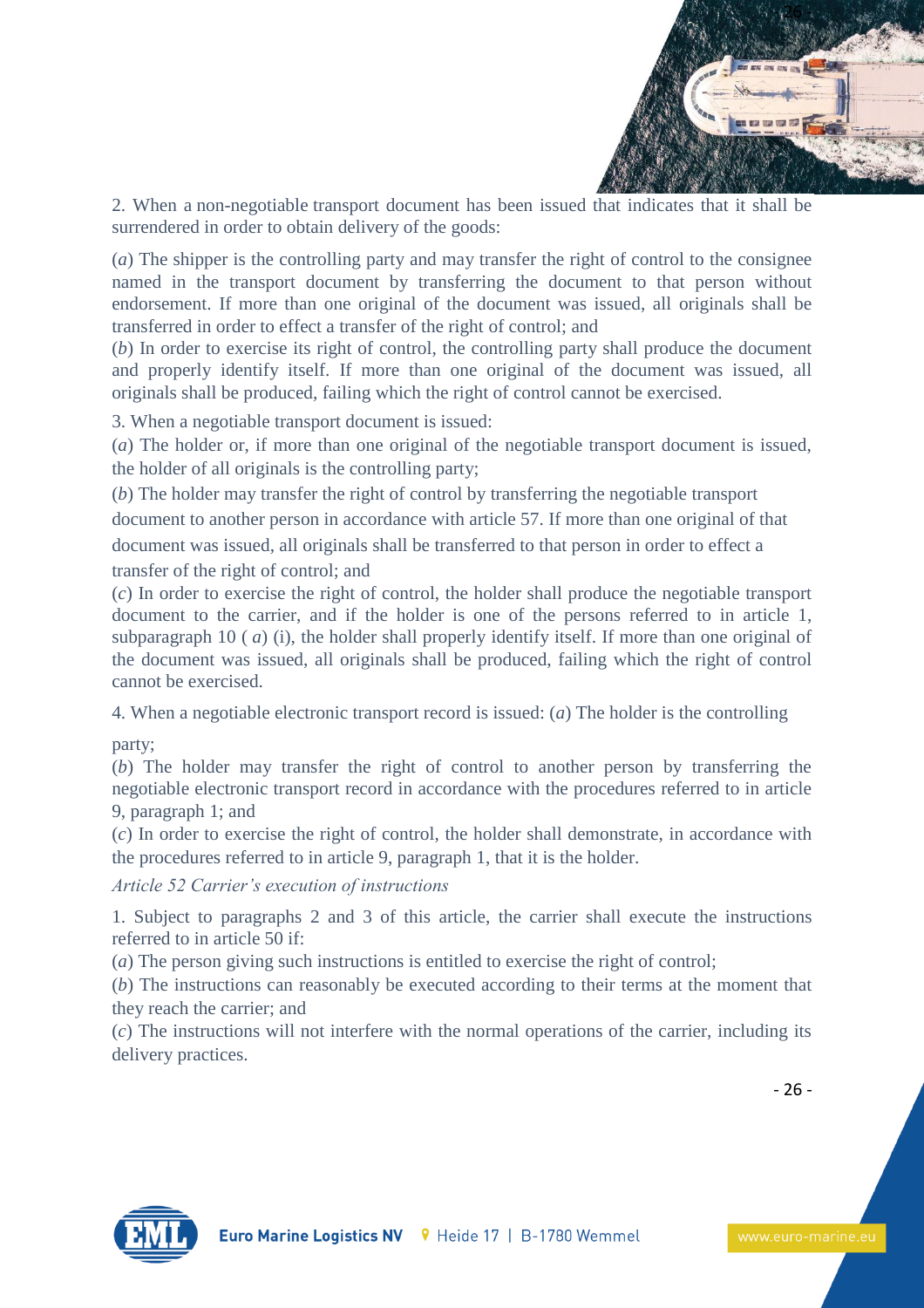2. When a non-negotiable transport document has been issued that indicates that it shall be surrendered in order to obtain delivery of the goods:

(*a*) The shipper is the controlling party and may transfer the right of control to the consignee named in the transport document by transferring the document to that person without endorsement. If more than one original of the document was issued, all originals shall be transferred in order to effect a transfer of the right of control; and

(*b*) In order to exercise its right of control, the controlling party shall produce the document and properly identify itself. If more than one original of the document was issued, all originals shall be produced, failing which the right of control cannot be exercised.

3. When a negotiable transport document is issued:

(*a*) The holder or, if more than one original of the negotiable transport document is issued, the holder of all originals is the controlling party;

(*b*) The holder may transfer the right of control by transferring the negotiable transport document to another person in accordance with article 57. If more than one original of that document was issued, all originals shall be transferred to that person in order to effect a transfer of the right of control; and

(*c*) In order to exercise the right of control, the holder shall produce the negotiable transport document to the carrier, and if the holder is one of the persons referred to in article 1, subparagraph 10 ( *a*) (i), the holder shall properly identify itself. If more than one original of the document was issued, all originals shall be produced, failing which the right of control cannot be exercised.

4. When a negotiable electronic transport record is issued: (*a*) The holder is the controlling party;

(*b*) The holder may transfer the right of control to another person by transferring the negotiable electronic transport record in accordance with the procedures referred to in article 9, paragraph 1; and

(*c*) In order to exercise the right of control, the holder shall demonstrate, in accordance with the procedures referred to in article 9, paragraph 1, that it is the holder.

*Article 52 Carrier's execution of instructions*

1. Subject to paragraphs 2 and 3 of this article, the carrier shall execute the instructions referred to in article 50 if:

(*a*) The person giving such instructions is entitled to exercise the right of control;

(*b*) The instructions can reasonably be executed according to their terms at the moment that they reach the carrier; and

(*c*) The instructions will not interfere with the normal operations of the carrier, including its delivery practices.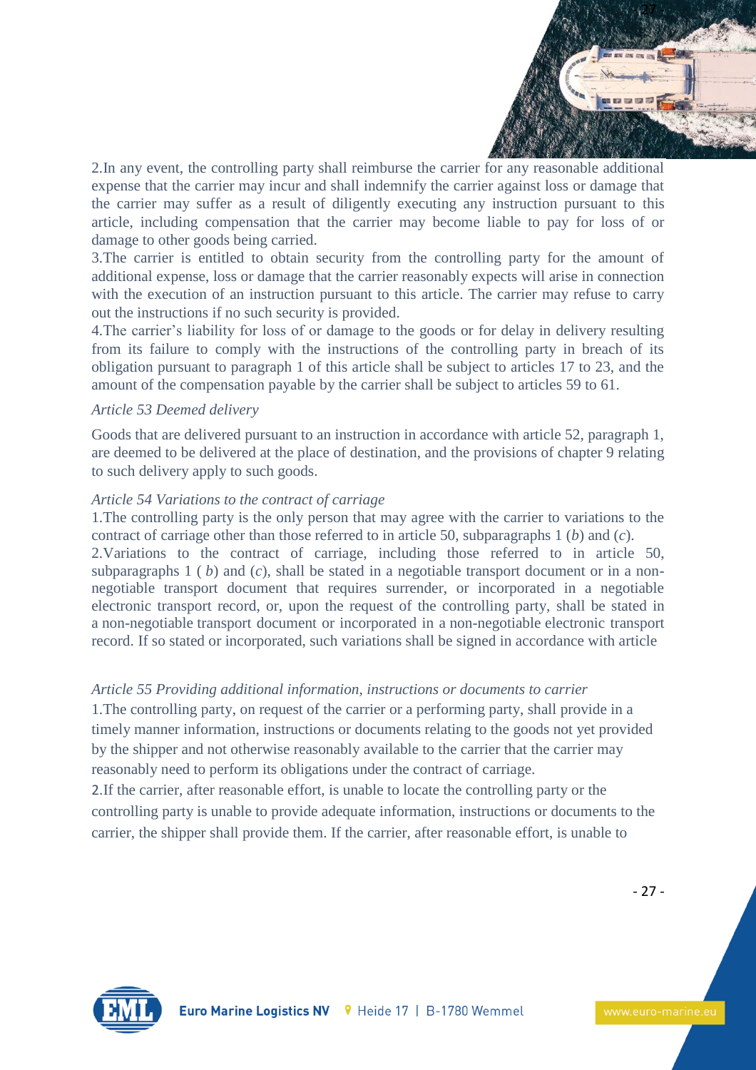2.In any event, the controlling party shall reimburse the carrier for any reasonable additional expense that the carrier may incur and shall indemnify the carrier against loss or damage that the carrier may suffer as a result of diligently executing any instruction pursuant to this article, including compensation that the carrier may become liable to pay for loss of or damage to other goods being carried.

3.The carrier is entitled to obtain security from the controlling party for the amount of additional expense, loss or damage that the carrier reasonably expects will arise in connection with the execution of an instruction pursuant to this article. The carrier may refuse to carry out the instructions if no such security is provided.

4.The carrier's liability for loss of or damage to the goods or for delay in delivery resulting from its failure to comply with the instructions of the controlling party in breach of its obligation pursuant to paragraph 1 of this article shall be subject to articles 17 to 23, and the amount of the compensation payable by the carrier shall be subject to articles 59 to 61.

*Article 53 Deemed delivery*

Goods that are delivered pursuant to an instruction in accordance with article 52, paragraph 1, are deemed to be delivered at the place of destination, and the provisions of chapter 9 relating to such delivery apply to such goods.

*Article 54 Variations to the contract of carriage*

1.The controlling party is the only person that may agree with the carrier to variations to the contract of carriage other than those referred to in article 50, subparagraphs 1 (*b*) and (*c*).

2.Variations to the contract of carriage, including those referred to in article 50, subparagraphs 1 ( *b*) and (*c*), shall be stated in a negotiable transport document or in a non-negotiable transport document that requires surrender, or incorporated in a negotiable electronic transport record, or, upon the request of the controlling party, shall be stated in a non-negotiable transport document or incorporated in a non-negotiable electronic transport record. If so stated or incorporated, such variations shall be signed in accordance with article

*Article 55 Providing additional information, instructions or documents to carrier*

1.The controlling party, on request of the carrier or a performing party, shall provide in a timely manner information, instructions or documents relating to the goods not yet provided by the shipper and not otherwise reasonably available to the carrier that the carrier may reasonably need to perform its obligations under the contract of carriage.

2.If the carrier, after reasonable effort, is unable to locate the controlling party or the controlling party is unable to provide adequate information, instructions or documents to the carrier, the shipper shall provide them. If the carrier, after reasonable effort, is unable to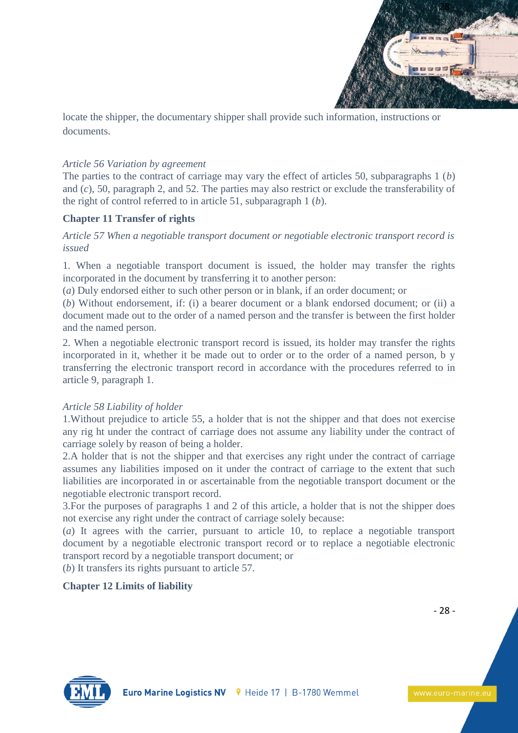locate the shipper, the documentary shipper shall provide such information, instructions or documents.

*Article 56 Variation by agreement*

The parties to the contract of carriage may vary the effect of articles 50, subparagraphs 1 (*b*) and (*c*), 50, paragraph 2, and 52. The parties may also restrict or exclude the transferability of the right of control referred to in article 51, subparagraph 1 (*b*).

**Chapter 11 Transfer of rights**

*Article 57 When a negotiable transport document or negotiable electronic transport record is issued*

1. When a negotiable transport document is issued, the holder may transfer the rights incorporated in the document by transferring it to another person:

(*a*) Duly endorsed either to such other person or in blank, if an order document; or

(*b*) Without endorsement, if: (i) a bearer document or a blank endorsed document; or (ii) a document made out to the order of a named person and the transfer is between the first holder and the named person.

2. When a negotiable electronic transport record is issued, its holder may transfer the rights incorporated in it, whether it be made out to order or to the order of a named person, b y transferring the electronic transport record in accordance with the procedures referred to in article 9, paragraph 1.

*Article 58 Liability of holder*

1.Without prejudice to article 55, a holder that is not the shipper and that does not exercise any rig ht under the contract of carriage does not assume any liability under the contract of carriage solely by reason of being a holder.

2.A holder that is not the shipper and that exercises any right under the contract of carriage assumes any liabilities imposed on it under the contract of carriage to the extent that such liabilities are incorporated in or ascertainable from the negotiable transport document or the negotiable electronic transport record.

3.For the purposes of paragraphs 1 and 2 of this article, a holder that is not the shipper does not exercise any right under the contract of carriage solely because:

(*a*) It agrees with the carrier, pursuant to article 10, to replace a negotiable transport document by a negotiable electronic transport record or to replace a negotiable electronic transport record by a negotiable transport document; or

(*b*) It transfers its rights pursuant to article 57.

**Chapter 12 Limits of liability**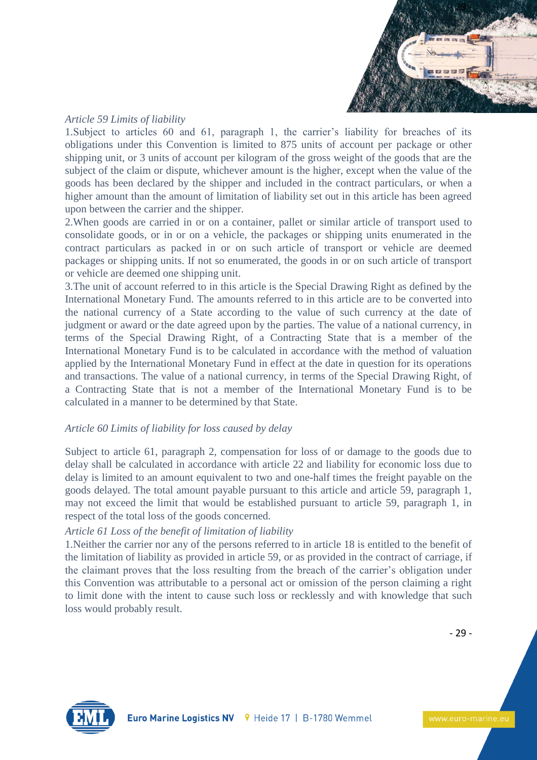*Article 59 Limits of liability*

1.Subject to articles 60 and 61, paragraph 1, the carrier's liability for breaches of its obligations under this Convention is limited to 875 units of account per package or other shipping unit, or 3 units of account per kilogram of the gross weight of the goods that are the subject of the claim or dispute, whichever amount is the higher, except when the value of the goods has been declared by the shipper and included in the contract particulars, or when a higher amount than the amount of limitation of liability set out in this article has been agreed upon between the carrier and the shipper.

2.When goods are carried in or on a container, pallet or similar article of transport used to consolidate goods, or in or on a vehicle, the packages or shipping units enumerated in the contract particulars as packed in or on such article of transport or vehicle are deemed packages or shipping units. If not so enumerated, the goods in or on such article of transport or vehicle are deemed one shipping unit.

3.The unit of account referred to in this article is the Special Drawing Right as defined by the International Monetary Fund. The amounts referred to in this article are to be converted into the national currency of a State according to the value of such currency at the date of judgment or award or the date agreed upon by the parties. The value of a national currency, in terms of the Special Drawing Right, of a Contracting State that is a member of the International Monetary Fund is to be calculated in accordance with the method of valuation applied by the International Monetary Fund in effect at the date in question for its operations and transactions. The value of a national currency, in terms of the Special Drawing Right, of a Contracting State that is not a member of the International Monetary Fund is to be calculated in a manner to be determined by that State.

*Article 60 Limits of liability for loss caused by delay*

Subject to article 61, paragraph 2, compensation for loss of or damage to the goods due to delay shall be calculated in accordance with article 22 and liability for economic loss due to delay is limited to an amount equivalent to two and one-half times the freight payable on the goods delayed. The total amount payable pursuant to this article and article 59, paragraph 1, may not exceed the limit that would be established pursuant to article 59, paragraph 1, in respect of the total loss of the goods concerned.

*Article 61 Loss of the benefit of limitation of liability*

1.Neither the carrier nor any of the persons referred to in article 18 is entitled to the benefit of the limitation of liability as provided in article 59, or as provided in the contract of carriage, if the claimant proves that the loss resulting from the breach of the carrier's obligation under this Convention was attributable to a personal act or omission of the person claiming a right to limit done with the intent to cause such loss or recklessly and with knowledge that such loss would probably result.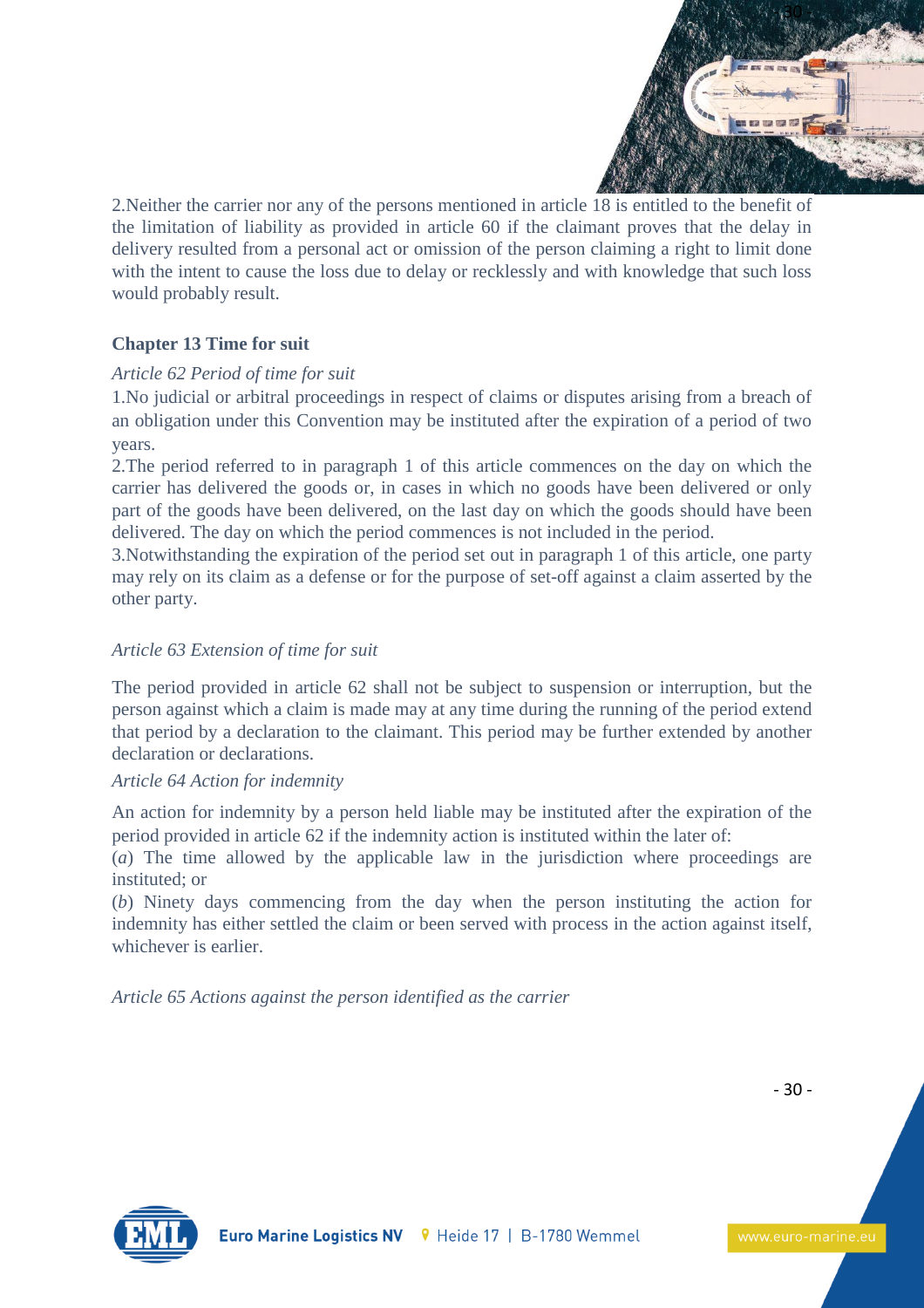2.Neither the carrier nor any of the persons mentioned in article 18 is entitled to the benefit of the limitation of liability as provided in article 60 if the claimant proves that the delay in delivery resulted from a personal act or omission of the person claiming a right to limit done with the intent to cause the loss due to delay or recklessly and with knowledge that such loss would probably result.

**Chapter 13 Time for suit**

*Article 62 Period of time for suit*

1.No judicial or arbitral proceedings in respect of claims or disputes arising from a breach of an obligation under this Convention may be instituted after the expiration of a period of two years.

2.The period referred to in paragraph 1 of this article commences on the day on which the carrier has delivered the goods or, in cases in which no goods have been delivered or only part of the goods have been delivered, on the last day on which the goods should have been delivered. The day on which the period commences is not included in the period.

3.Notwithstanding the expiration of the period set out in paragraph 1 of this article, one party may rely on its claim as a defense or for the purpose of set-off against a claim asserted by the other party.

*Article 63 Extension of time for suit*

The period provided in article 62 shall not be subject to suspension or interruption, but the person against which a claim is made may at any time during the running of the period extend that period by a declaration to the claimant. This period may be further extended by another declaration or declarations.

*Article 64 Action for indemnity*

An action for indemnity by a person held liable may be instituted after the expiration of the period provided in article 62 if the indemnity action is instituted within the later of:

(*a*) The time allowed by the applicable law in the jurisdiction where proceedings are instituted; or

(*b*) Ninety days commencing from the day when the person instituting the action for indemnity has either settled the claim or been served with process in the action against itself, whichever is earlier.

*Article 65 Actions against the person identified as the carrier*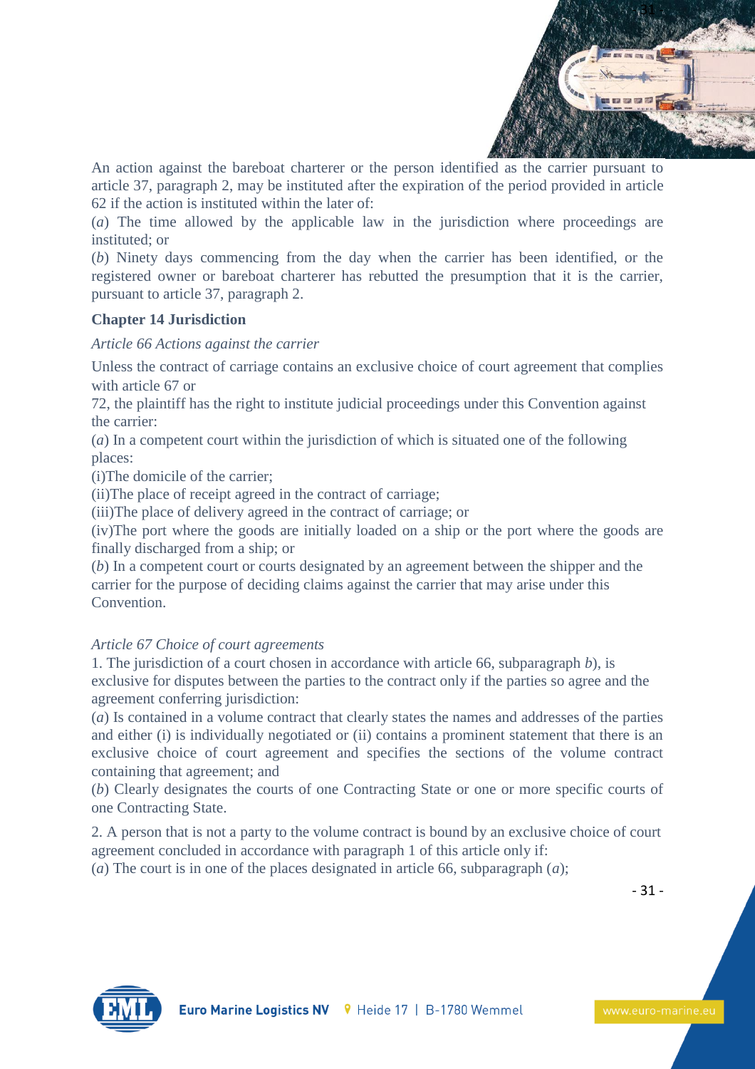An action against the bareboat charterer or the person identified as the carrier pursuant to article 37, paragraph 2, may be instituted after the expiration of the period provided in article 62 if the action is instituted within the later of:

(*a*) The time allowed by the applicable law in the jurisdiction where proceedings are instituted; or

(*b*) Ninety days commencing from the day when the carrier has been identified, or the registered owner or bareboat charterer has rebutted the presumption that it is the carrier, pursuant to article 37, paragraph 2.

**Chapter 14 Jurisdiction**

*Article 66 Actions against the carrier*

Unless the contract of carriage contains an exclusive choice of court agreement that complies with article 67 or
72, the plaintiff has the right to institute judicial proceedings under this Convention against the carrier:

(*a*) In a competent court within the jurisdiction of which is situated one of the following places:

(i)The domicile of the carrier;

(ii)The place of receipt agreed in the contract of carriage;

(iii)The place of delivery agreed in the contract of carriage; or

(iv)The port where the goods are initially loaded on a ship or the port where the goods are finally discharged from a ship; or

(*b*) In a competent court or courts designated by an agreement between the shipper and the carrier for the purpose of deciding claims against the carrier that may arise under this Convention.

*Article 67 Choice of court agreements*

1. The jurisdiction of a court chosen in accordance with article 66, subparagraph *b*), is exclusive for disputes between the parties to the contract only if the parties so agree and the agreement conferring jurisdiction:

(*a*) Is contained in a volume contract that clearly states the names and addresses of the parties and either (i) is individually negotiated or (ii) contains a prominent statement that there is an exclusive choice of court agreement and specifies the sections of the volume contract containing that agreement; and

(*b*) Clearly designates the courts of one Contracting State or one or more specific courts of one Contracting State.

2. A person that is not a party to the volume contract is bound by an exclusive choice of court agreement concluded in accordance with paragraph 1 of this article only if:

(*a*) The court is in one of the places designated in article 66, subparagraph (*a*);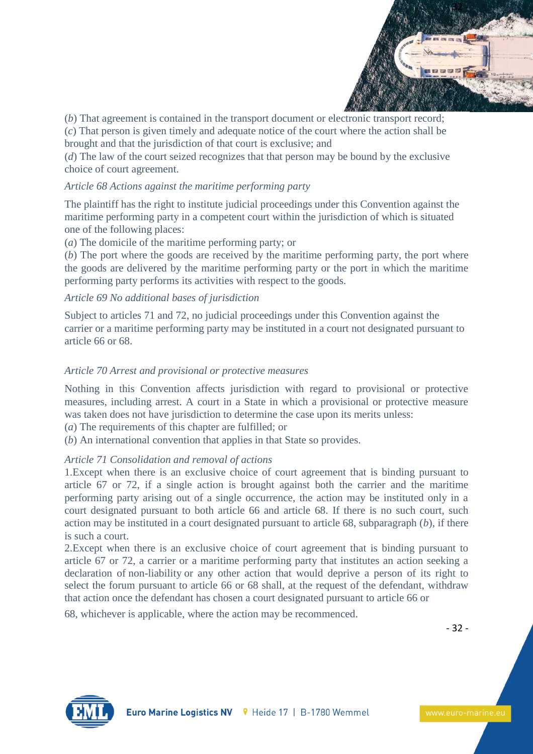(*b*) That agreement is contained in the transport document or electronic transport record;
(*c*) That person is given timely and adequate notice of the court where the action shall be brought and that the jurisdiction of that court is exclusive; and
(*d*) The law of the court seized recognizes that that person may be bound by the exclusive choice of court agreement.

*Article 68 Actions against the maritime performing party*

The plaintiff has the right to institute judicial proceedings under this Convention against the maritime performing party in a competent court within the jurisdiction of which is situated one of the following places:
(*a*) The domicile of the maritime performing party; or
(*b*) The port where the goods are received by the maritime performing party, the port where the goods are delivered by the maritime performing party or the port in which the maritime performing party performs its activities with respect to the goods.

*Article 69 No additional bases of jurisdiction*

Subject to articles 71 and 72, no judicial proceedings under this Convention against the carrier or a maritime performing party may be instituted in a court not designated pursuant to article 66 or 68.

*Article 70 Arrest and provisional or protective measures*

Nothing in this Convention affects jurisdiction with regard to provisional or protective measures, including arrest. A court in a State in which a provisional or protective measure was taken does not have jurisdiction to determine the case upon its merits unless:
(*a*) The requirements of this chapter are fulfilled; or
(*b*) An international convention that applies in that State so provides.

*Article 71 Consolidation and removal of actions*

1.Except when there is an exclusive choice of court agreement that is binding pursuant to article 67 or 72, if a single action is brought against both the carrier and the maritime performing party arising out of a single occurrence, the action may be instituted only in a court designated pursuant to both article 66 and article 68. If there is no such court, such action may be instituted in a court designated pursuant to article 68, subparagraph (*b*), if there is such a court.

2.Except when there is an exclusive choice of court agreement that is binding pursuant to article 67 or 72, a carrier or a maritime performing party that institutes an action seeking a declaration of non-liability or any other action that would deprive a person of its right to select the forum pursuant to article 66 or 68 shall, at the request of the defendant, withdraw that action once the defendant has chosen a court designated pursuant to article 66 or 68, whichever is applicable, where the action may be recommenced.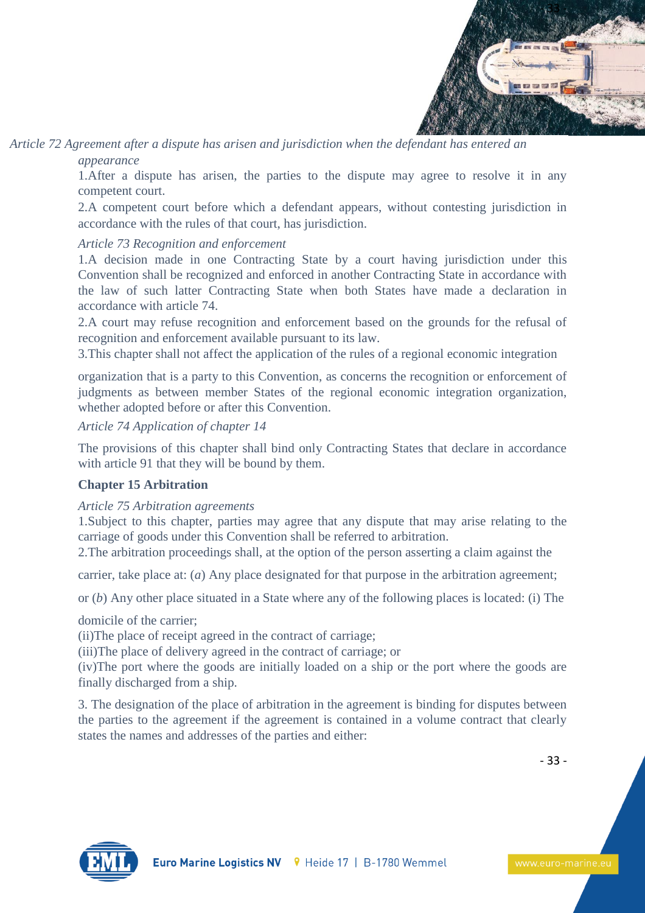*Article 72 Agreement after a dispute has arisen and jurisdiction when the defendant has entered an appearance*

1.After a dispute has arisen, the parties to the dispute may agree to resolve it in any competent court.

2.A competent court before which a defendant appears, without contesting jurisdiction in accordance with the rules of that court, has jurisdiction.

*Article 73 Recognition and enforcement*

1.A decision made in one Contracting State by a court having jurisdiction under this Convention shall be recognized and enforced in another Contracting State in accordance with the law of such latter Contracting State when both States have made a declaration in accordance with article 74.

2.A court may refuse recognition and enforcement based on the grounds for the refusal of recognition and enforcement available pursuant to its law.

3.This chapter shall not affect the application of the rules of a regional economic integration organization that is a party to this Convention, as concerns the recognition or enforcement of judgments as between member States of the regional economic integration organization, whether adopted before or after this Convention.

*Article 74 Application of chapter 14*

The provisions of this chapter shall bind only Contracting States that declare in accordance with article 91 that they will be bound by them.

**Chapter 15 Arbitration**

*Article 75 Arbitration agreements*

1.Subject to this chapter, parties may agree that any dispute that may arise relating to the carriage of goods under this Convention shall be referred to arbitration.

2.The arbitration proceedings shall, at the option of the person asserting a claim against the carrier, take place at: (*a*) Any place designated for that purpose in the arbitration agreement; or (*b*) Any other place situated in a State where any of the following places is located: (i) The domicile of the carrier;

(ii)The place of receipt agreed in the contract of carriage;

(iii)The place of delivery agreed in the contract of carriage; or

(iv)The port where the goods are initially loaded on a ship or the port where the goods are finally discharged from a ship.

3. The designation of the place of arbitration in the agreement is binding for disputes between the parties to the agreement if the agreement is contained in a volume contract that clearly states the names and addresses of the parties and either: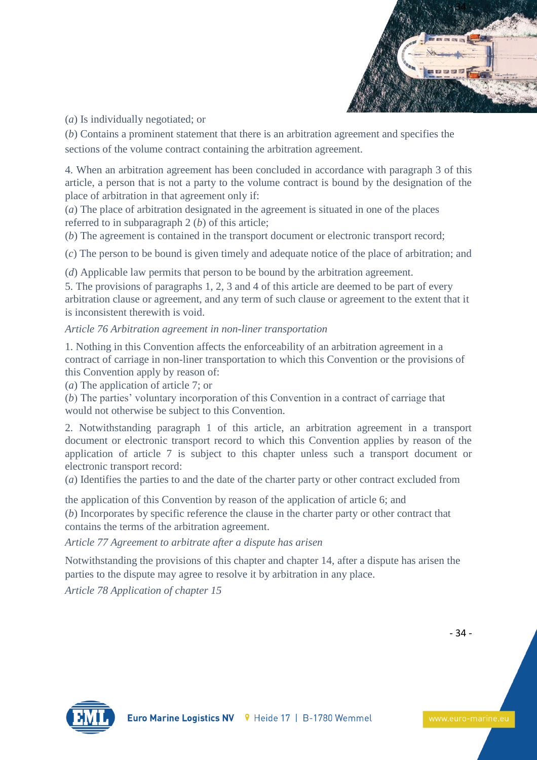(*a*) Is individually negotiated; or

(*b*) Contains a prominent statement that there is an arbitration agreement and specifies the sections of the volume contract containing the arbitration agreement.

4. When an arbitration agreement has been concluded in accordance with paragraph 3 of this article, a person that is not a party to the volume contract is bound by the designation of the place of arbitration in that agreement only if:

(*a*) The place of arbitration designated in the agreement is situated in one of the places referred to in subparagraph 2 (*b*) of this article;

(*b*) The agreement is contained in the transport document or electronic transport record;

(*c*) The person to be bound is given timely and adequate notice of the place of arbitration; and

(*d*) Applicable law permits that person to be bound by the arbitration agreement.

5. The provisions of paragraphs 1, 2, 3 and 4 of this article are deemed to be part of every arbitration clause or agreement, and any term of such clause or agreement to the extent that it is inconsistent therewith is void.

*Article 76 Arbitration agreement in non-liner transportation*

1. Nothing in this Convention affects the enforceability of an arbitration agreement in a contract of carriage in non-liner transportation to which this Convention or the provisions of this Convention apply by reason of:

(*a*) The application of article 7; or

(*b*) The parties' voluntary incorporation of this Convention in a contract of carriage that would not otherwise be subject to this Convention.

2. Notwithstanding paragraph 1 of this article, an arbitration agreement in a transport document or electronic transport record to which this Convention applies by reason of the application of article 7 is subject to this chapter unless such a transport document or electronic transport record:

(*a*) Identifies the parties to and the date of the charter party or other contract excluded from the application of this Convention by reason of the application of article 6; and

(*b*) Incorporates by specific reference the clause in the charter party or other contract that contains the terms of the arbitration agreement.

*Article 77 Agreement to arbitrate after a dispute has arisen*

Notwithstanding the provisions of this chapter and chapter 14, after a dispute has arisen the parties to the dispute may agree to resolve it by arbitration in any place.

*Article 78 Application of chapter 15*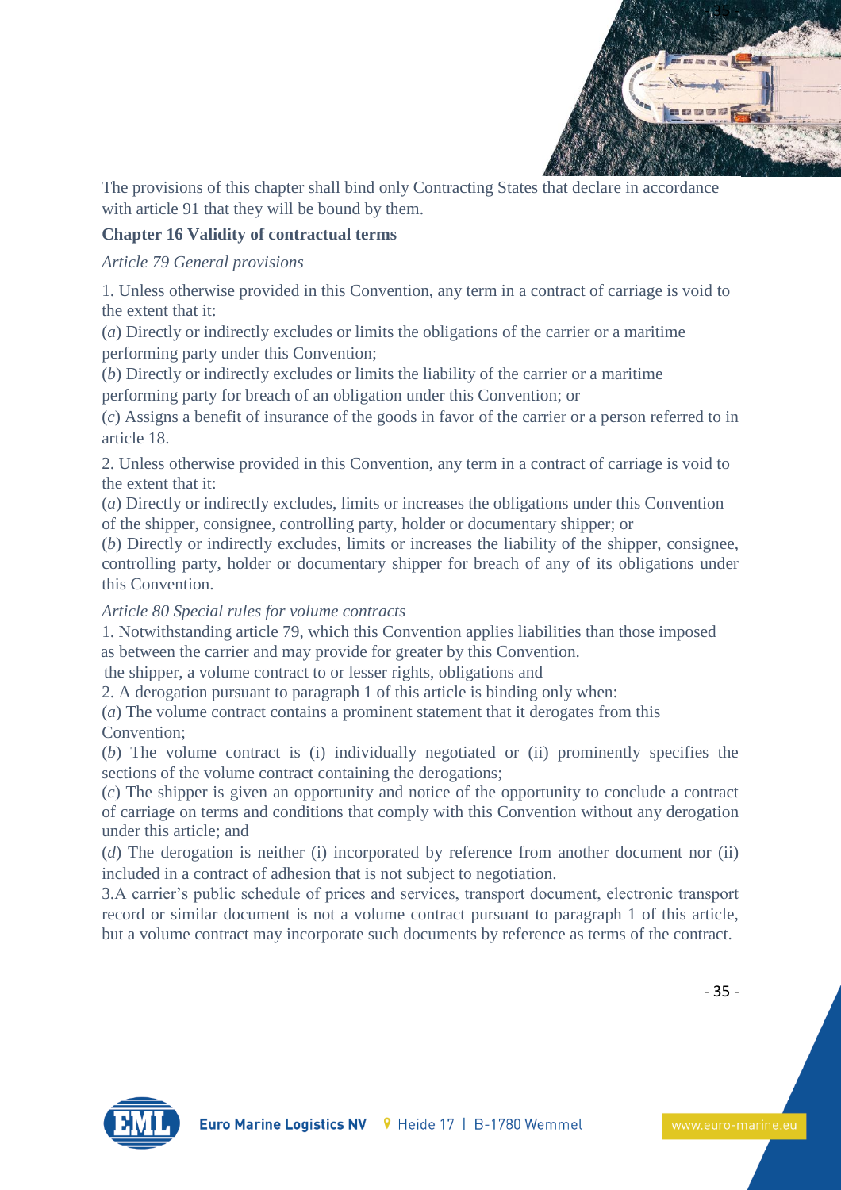The provisions of this chapter shall bind only Contracting States that declare in accordance with article 91 that they will be bound by them.

**Chapter 16 Validity of contractual terms**

*Article 79 General provisions*

1. Unless otherwise provided in this Convention, any term in a contract of carriage is void to the extent that it:

(*a*) Directly or indirectly excludes or limits the obligations of the carrier or a maritime performing party under this Convention;

(*b*) Directly or indirectly excludes or limits the liability of the carrier or a maritime performing party for breach of an obligation under this Convention; or

(*c*) Assigns a benefit of insurance of the goods in favor of the carrier or a person referred to in article 18.

2. Unless otherwise provided in this Convention, any term in a contract of carriage is void to the extent that it:

(*a*) Directly or indirectly excludes, limits or increases the obligations under this Convention of the shipper, consignee, controlling party, holder or documentary shipper; or

(*b*) Directly or indirectly excludes, limits or increases the liability of the shipper, consignee, controlling party, holder or documentary shipper for breach of any of its obligations under this Convention.

*Article 80 Special rules for volume contracts*

1. Notwithstanding article 79, which this Convention applies liabilities than those imposed as between the carrier and may provide for greater by this Convention.
the shipper, a volume contract to or lesser rights, obligations and

2. A derogation pursuant to paragraph 1 of this article is binding only when:

(*a*) The volume contract contains a prominent statement that it derogates from this Convention;

(*b*) The volume contract is (i) individually negotiated or (ii) prominently specifies the sections of the volume contract containing the derogations;

(*c*) The shipper is given an opportunity and notice of the opportunity to conclude a contract of carriage on terms and conditions that comply with this Convention without any derogation under this article; and

(*d*) The derogation is neither (i) incorporated by reference from another document nor (ii) included in a contract of adhesion that is not subject to negotiation.

3.A carrier's public schedule of prices and services, transport document, electronic transport record or similar document is not a volume contract pursuant to paragraph 1 of this article, but a volume contract may incorporate such documents by reference as terms of the contract.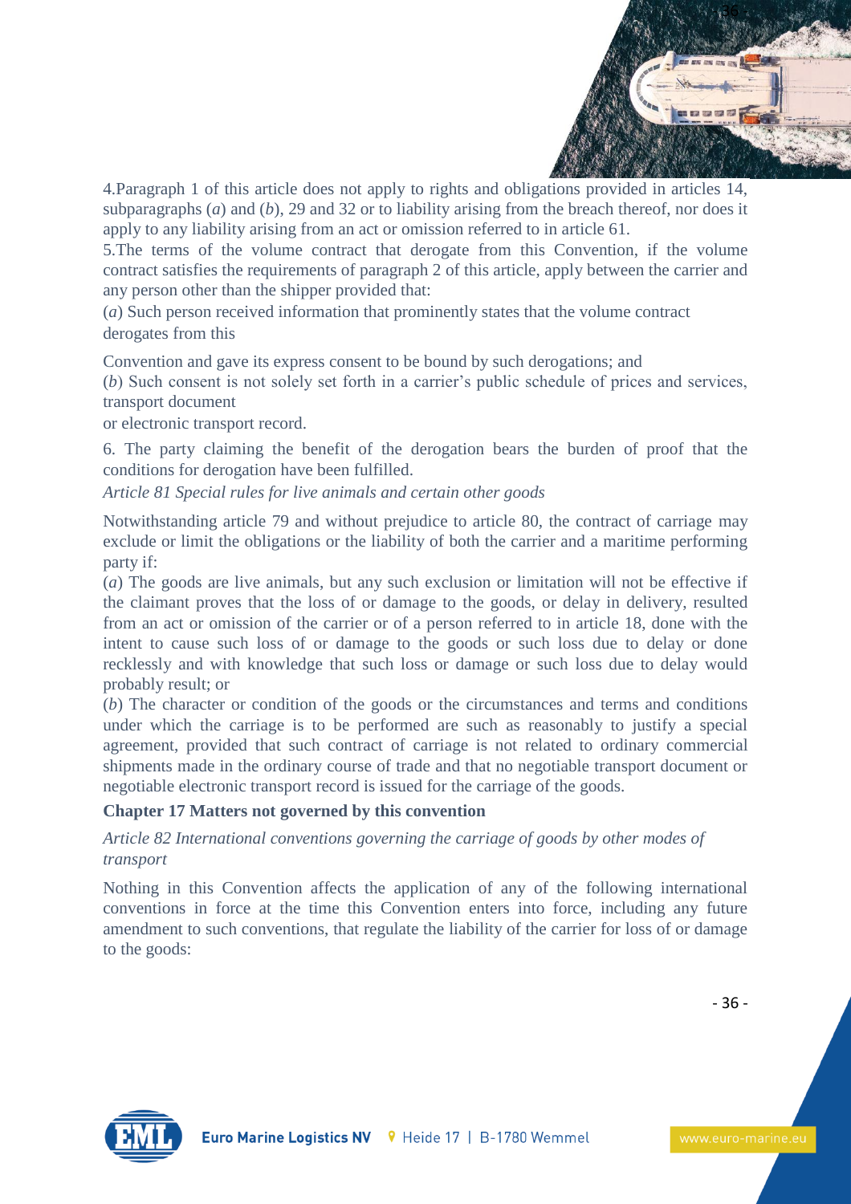4.Paragraph 1 of this article does not apply to rights and obligations provided in articles 14, subparagraphs (*a*) and (*b*), 29 and 32 or to liability arising from the breach thereof, nor does it apply to any liability arising from an act or omission referred to in article 61.

5.The terms of the volume contract that derogate from this Convention, if the volume contract satisfies the requirements of paragraph 2 of this article, apply between the carrier and any person other than the shipper provided that:

(*a*) Such person received information that prominently states that the volume contract derogates from this

Convention and gave its express consent to be bound by such derogations; and

(*b*) Such consent is not solely set forth in a carrier's public schedule of prices and services, transport document

or electronic transport record.

6. The party claiming the benefit of the derogation bears the burden of proof that the conditions for derogation have been fulfilled.

*Article 81 Special rules for live animals and certain other goods*

Notwithstanding article 79 and without prejudice to article 80, the contract of carriage may exclude or limit the obligations or the liability of both the carrier and a maritime performing party if:

(*a*) The goods are live animals, but any such exclusion or limitation will not be effective if the claimant proves that the loss of or damage to the goods, or delay in delivery, resulted from an act or omission of the carrier or of a person referred to in article 18, done with the intent to cause such loss of or damage to the goods or such loss due to delay or done recklessly and with knowledge that such loss or damage or such loss due to delay would probably result; or

(*b*) The character or condition of the goods or the circumstances and terms and conditions under which the carriage is to be performed are such as reasonably to justify a special agreement, provided that such contract of carriage is not related to ordinary commercial shipments made in the ordinary course of trade and that no negotiable transport document or negotiable electronic transport record is issued for the carriage of the goods.

**Chapter 17 Matters not governed by this convention**

*Article 82 International conventions governing the carriage of goods by other modes of transport*

Nothing in this Convention affects the application of any of the following international conventions in force at the time this Convention enters into force, including any future amendment to such conventions, that regulate the liability of the carrier for loss of or damage to the goods: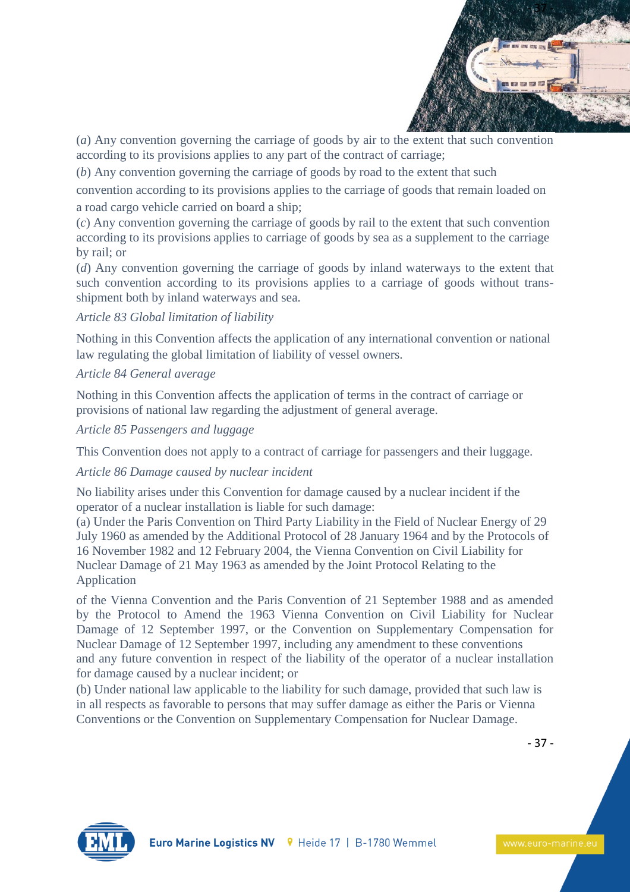(*a*) Any convention governing the carriage of goods by air to the extent that such convention according to its provisions applies to any part of the contract of carriage;

(*b*) Any convention governing the carriage of goods by road to the extent that such convention according to its provisions applies to the carriage of goods that remain loaded on a road cargo vehicle carried on board a ship;

(*c*) Any convention governing the carriage of goods by rail to the extent that such convention according to its provisions applies to carriage of goods by sea as a supplement to the carriage by rail; or

(*d*) Any convention governing the carriage of goods by inland waterways to the extent that such convention according to its provisions applies to a carriage of goods without trans-shipment both by inland waterways and sea.

*Article 83 Global limitation of liability*

Nothing in this Convention affects the application of any international convention or national law regulating the global limitation of liability of vessel owners.

*Article 84 General average*

Nothing in this Convention affects the application of terms in the contract of carriage or provisions of national law regarding the adjustment of general average.

*Article 85 Passengers and luggage*

This Convention does not apply to a contract of carriage for passengers and their luggage.

*Article 86 Damage caused by nuclear incident*

No liability arises under this Convention for damage caused by a nuclear incident if the operator of a nuclear installation is liable for such damage:

(a) Under the Paris Convention on Third Party Liability in the Field of Nuclear Energy of 29 July 1960 as amended by the Additional Protocol of 28 January 1964 and by the Protocols of 16 November 1982 and 12 February 2004, the Vienna Convention on Civil Liability for Nuclear Damage of 21 May 1963 as amended by the Joint Protocol Relating to the Application of the Vienna Convention and the Paris Convention of 21 September 1988 and as amended by the Protocol to Amend the 1963 Vienna Convention on Civil Liability for Nuclear Damage of 12 September 1997, or the Convention on Supplementary Compensation for Nuclear Damage of 12 September 1997, including any amendment to these conventions and any future convention in respect of the liability of the operator of a nuclear installation for damage caused by a nuclear incident; or

(b) Under national law applicable to the liability for such damage, provided that such law is in all respects as favorable to persons that may suffer damage as either the Paris or Vienna Conventions or the Convention on Supplementary Compensation for Nuclear Damage.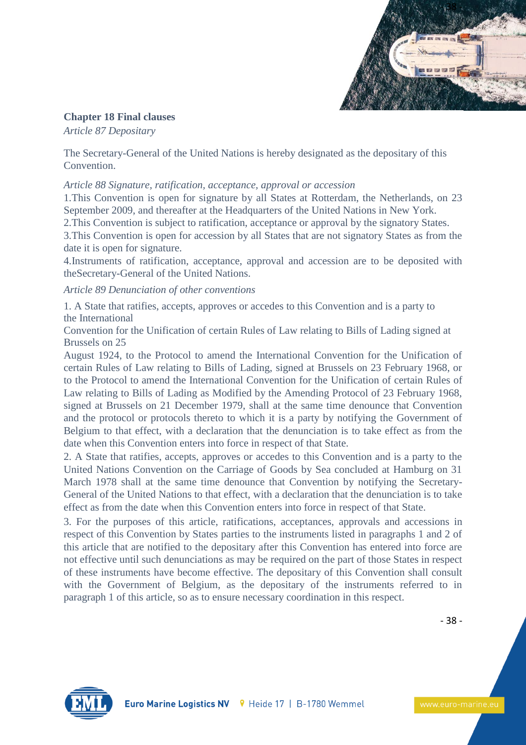**Chapter 18 Final clauses**

*Article 87 Depositary*

The Secretary-General of the United Nations is hereby designated as the depositary of this Convention.

*Article 88 Signature, ratification, acceptance, approval or accession*

1.This Convention is open for signature by all States at Rotterdam, the Netherlands, on 23 September 2009, and thereafter at the Headquarters of the United Nations in New York.
2.This Convention is subject to ratification, acceptance or approval by the signatory States.
3.This Convention is open for accession by all States that are not signatory States as from the date it is open for signature.
4.Instruments of ratification, acceptance, approval and accession are to be deposited with theSecretary-General of the United Nations.

*Article 89 Denunciation of other conventions*

1. A State that ratifies, accepts, approves or accedes to this Convention and is a party to the International Convention for the Unification of certain Rules of Law relating to Bills of Lading signed at Brussels on 25 August 1924, to the Protocol to amend the International Convention for the Unification of certain Rules of Law relating to Bills of Lading, signed at Brussels on 23 February 1968, or to the Protocol to amend the International Convention for the Unification of certain Rules of Law relating to Bills of Lading as Modified by the Amending Protocol of 23 February 1968, signed at Brussels on 21 December 1979, shall at the same time denounce that Convention and the protocol or protocols thereto to which it is a party by notifying the Government of Belgium to that effect, with a declaration that the denunciation is to take effect as from the date when this Convention enters into force in respect of that State.

2. A State that ratifies, accepts, approves or accedes to this Convention and is a party to the United Nations Convention on the Carriage of Goods by Sea concluded at Hamburg on 31 March 1978 shall at the same time denounce that Convention by notifying the Secretary-General of the United Nations to that effect, with a declaration that the denunciation is to take effect as from the date when this Convention enters into force in respect of that State.

3. For the purposes of this article, ratifications, acceptances, approvals and accessions in respect of this Convention by States parties to the instruments listed in paragraphs 1 and 2 of this article that are notified to the depositary after this Convention has entered into force are not effective until such denunciations as may be required on the part of those States in respect of these instruments have become effective. The depositary of this Convention shall consult with the Government of Belgium, as the depositary of the instruments referred to in paragraph 1 of this article, so as to ensure necessary coordination in this respect.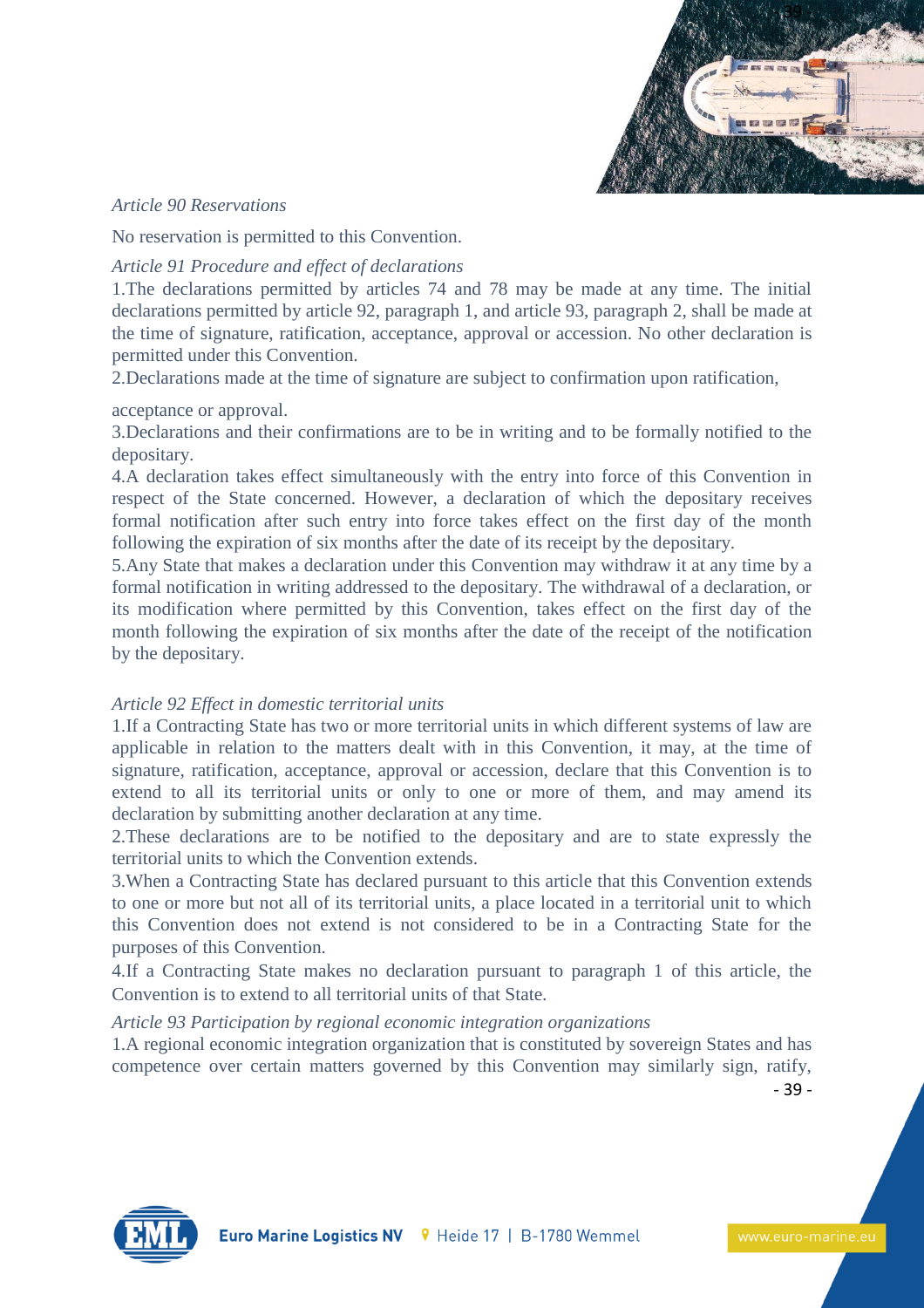*Article 90 Reservations*

No reservation is permitted to this Convention.

*Article 91 Procedure and effect of declarations*

1.The declarations permitted by articles 74 and 78 may be made at any time. The initial declarations permitted by article 92, paragraph 1, and article 93, paragraph 2, shall be made at the time of signature, ratification, acceptance, approval or accession. No other declaration is permitted under this Convention.

2.Declarations made at the time of signature are subject to confirmation upon ratification, acceptance or approval.

3.Declarations and their confirmations are to be in writing and to be formally notified to the depositary.

4.A declaration takes effect simultaneously with the entry into force of this Convention in respect of the State concerned. However, a declaration of which the depositary receives formal notification after such entry into force takes effect on the first day of the month following the expiration of six months after the date of its receipt by the depositary.

5.Any State that makes a declaration under this Convention may withdraw it at any time by a formal notification in writing addressed to the depositary. The withdrawal of a declaration, or its modification where permitted by this Convention, takes effect on the first day of the month following the expiration of six months after the date of the receipt of the notification by the depositary.

*Article 92 Effect in domestic territorial units*

1.If a Contracting State has two or more territorial units in which different systems of law are applicable in relation to the matters dealt with in this Convention, it may, at the time of signature, ratification, acceptance, approval or accession, declare that this Convention is to extend to all its territorial units or only to one or more of them, and may amend its declaration by submitting another declaration at any time.

2.These declarations are to be notified to the depositary and are to state expressly the territorial units to which the Convention extends.

3.When a Contracting State has declared pursuant to this article that this Convention extends to one or more but not all of its territorial units, a place located in a territorial unit to which this Convention does not extend is not considered to be in a Contracting State for the purposes of this Convention.

4.If a Contracting State makes no declaration pursuant to paragraph 1 of this article, the Convention is to extend to all territorial units of that State.

*Article 93 Participation by regional economic integration organizations*

1.A regional economic integration organization that is constituted by sovereign States and has competence over certain matters governed by this Convention may similarly sign, ratify,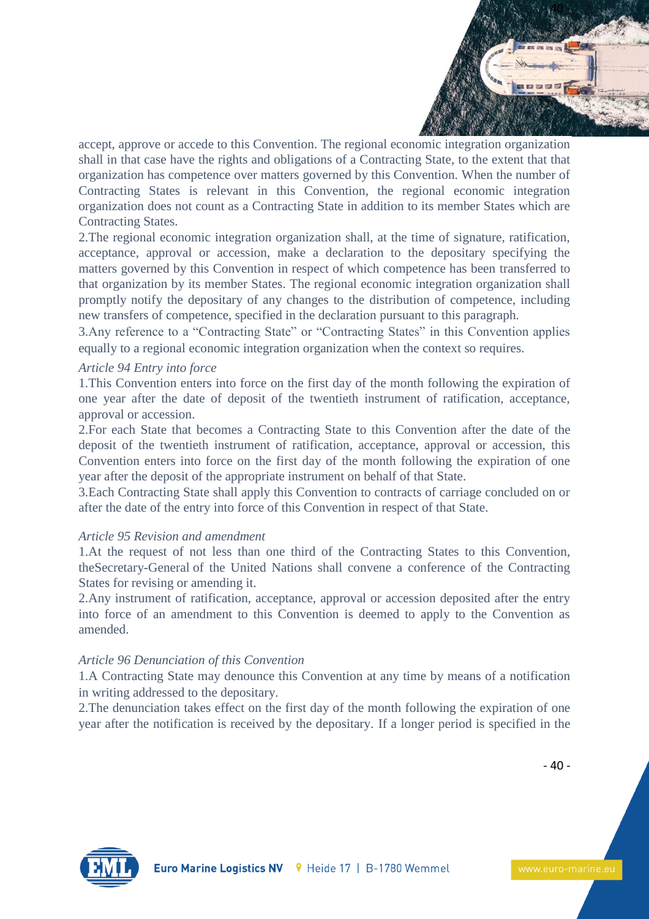accept, approve or accede to this Convention. The regional economic integration organization shall in that case have the rights and obligations of a Contracting State, to the extent that that organization has competence over matters governed by this Convention. When the number of Contracting States is relevant in this Convention, the regional economic integration organization does not count as a Contracting State in addition to its member States which are Contracting States.

2.The regional economic integration organization shall, at the time of signature, ratification, acceptance, approval or accession, make a declaration to the depositary specifying the matters governed by this Convention in respect of which competence has been transferred to that organization by its member States. The regional economic integration organization shall promptly notify the depositary of any changes to the distribution of competence, including new transfers of competence, specified in the declaration pursuant to this paragraph.

3.Any reference to a "Contracting State" or "Contracting States" in this Convention applies equally to a regional economic integration organization when the context so requires.

*Article 94 Entry into force*

1.This Convention enters into force on the first day of the month following the expiration of one year after the date of deposit of the twentieth instrument of ratification, acceptance, approval or accession.

2.For each State that becomes a Contracting State to this Convention after the date of the deposit of the twentieth instrument of ratification, acceptance, approval or accession, this Convention enters into force on the first day of the month following the expiration of one year after the deposit of the appropriate instrument on behalf of that State.

3.Each Contracting State shall apply this Convention to contracts of carriage concluded on or after the date of the entry into force of this Convention in respect of that State.

*Article 95 Revision and amendment*

1.At the request of not less than one third of the Contracting States to this Convention, theSecretary-General of the United Nations shall convene a conference of the Contracting States for revising or amending it.

2.Any instrument of ratification, acceptance, approval or accession deposited after the entry into force of an amendment to this Convention is deemed to apply to the Convention as amended.

*Article 96 Denunciation of this Convention*

1.A Contracting State may denounce this Convention at any time by means of a notification in writing addressed to the depositary.

2.The denunciation takes effect on the first day of the month following the expiration of one year after the notification is received by the depositary. If a longer period is specified in the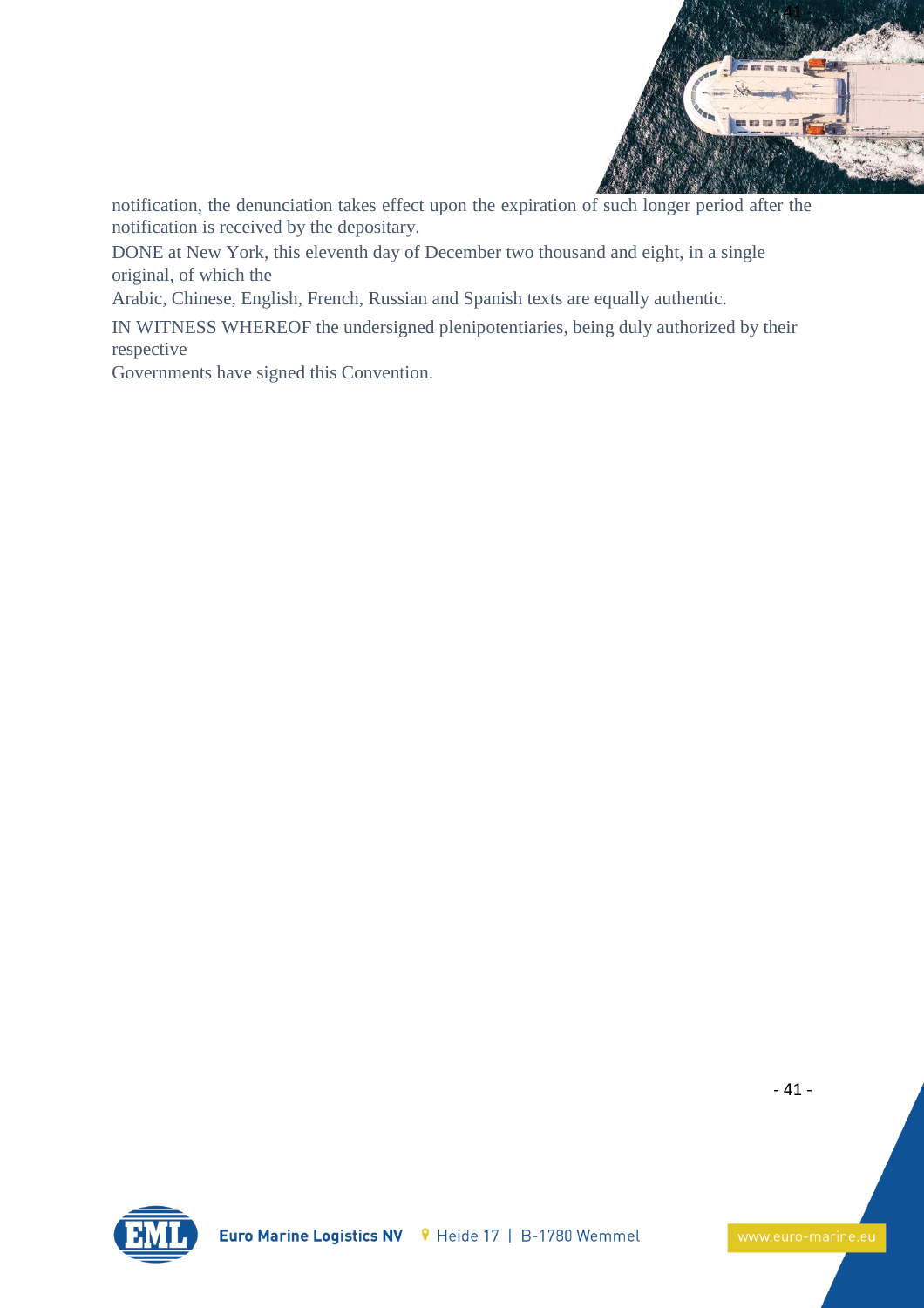notification, the denunciation takes effect upon the expiration of such longer period after the notification is received by the depositary.

DONE at New York, this eleventh day of December two thousand and eight, in a single original, of which the

Arabic, Chinese, English, French, Russian and Spanish texts are equally authentic.

IN WITNESS WHEREOF the undersigned plenipotentiaries, being duly authorized by their respective

Governments have signed this Convention.